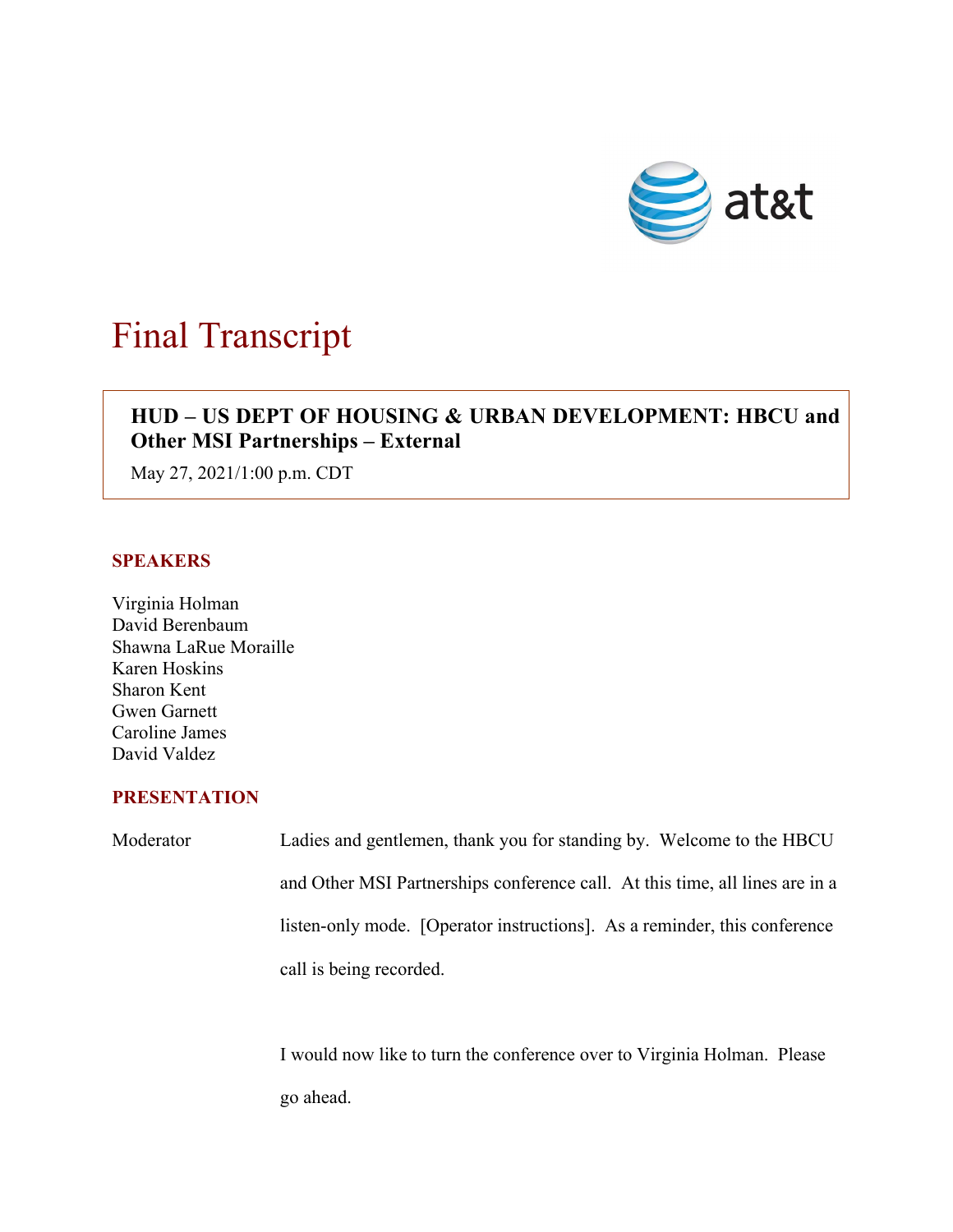# Final Transcript

**HUD – US DEPT OF HOUSING & URBAN DEVELOPMENT: HBCU and Other MSI Partnerships – External**

May 27, 2021/1:00 p.m. CDT

## SPEAKERS

Virginia Holman
David Berenbaum
Shawna LaRue Moraille
Karen Hoskins
Sharon Kent
Gwen Garnett
Caroline James
David Valdez

## PRESENTATION

Moderator Ladies and gentlemen, thank you for standing by. Welcome to the HBCU and Other MSI Partnerships conference call. At this time, all lines are in a listen-only mode. [Operator instructions]. As a reminder, this conference call is being recorded.

I would now like to turn the conference over to Virginia Holman. Please go ahead.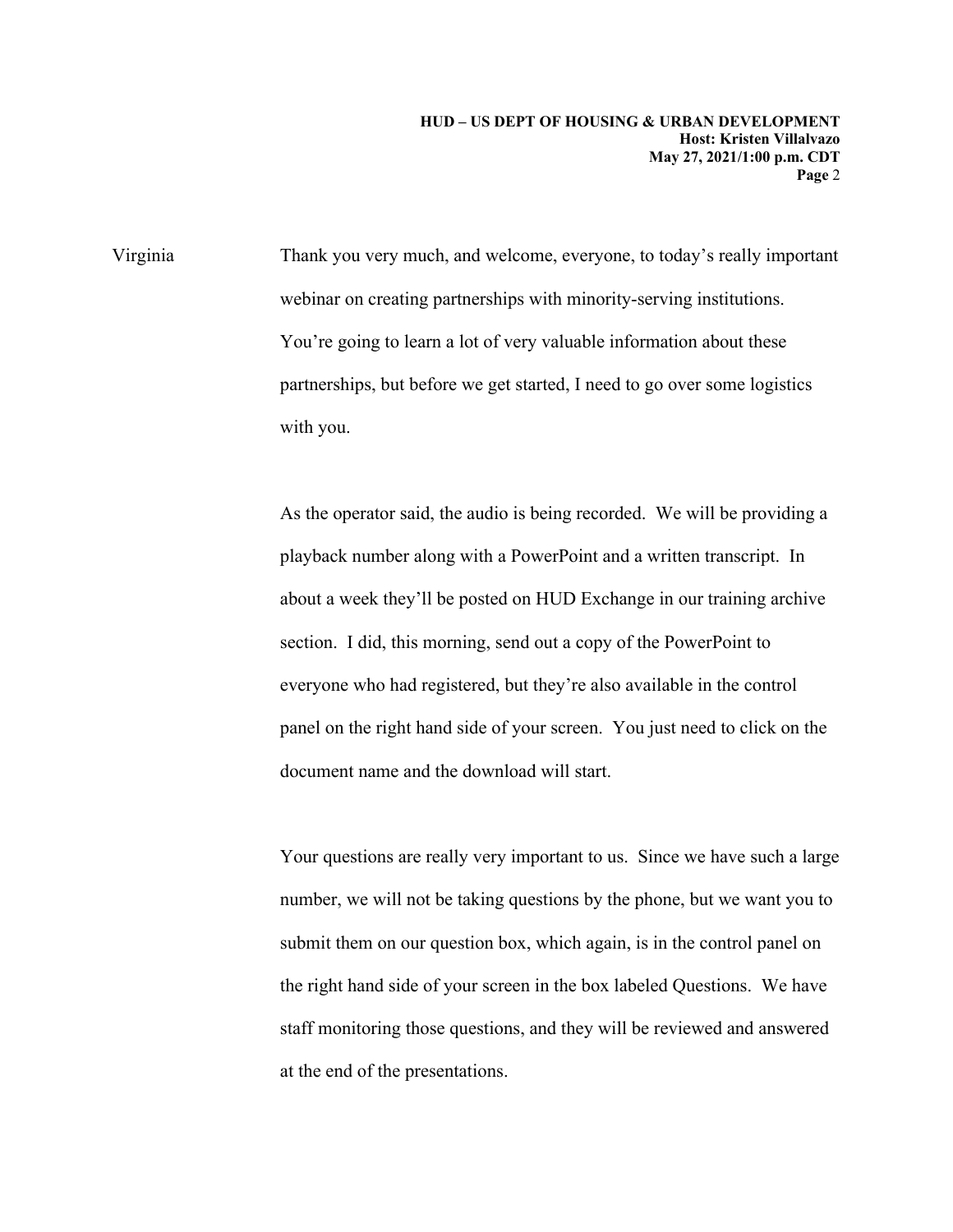Virginia Thank you very much, and welcome, everyone, to today's really important webinar on creating partnerships with minority-serving institutions. You're going to learn a lot of very valuable information about these partnerships, but before we get started, I need to go over some logistics with you.

As the operator said, the audio is being recorded. We will be providing a playback number along with a PowerPoint and a written transcript. In about a week they'll be posted on HUD Exchange in our training archive section. I did, this morning, send out a copy of the PowerPoint to everyone who had registered, but they're also available in the control panel on the right hand side of your screen. You just need to click on the document name and the download will start.

Your questions are really very important to us. Since we have such a large number, we will not be taking questions by the phone, but we want you to submit them on our question box, which again, is in the control panel on the right hand side of your screen in the box labeled Questions. We have staff monitoring those questions, and they will be reviewed and answered at the end of the presentations.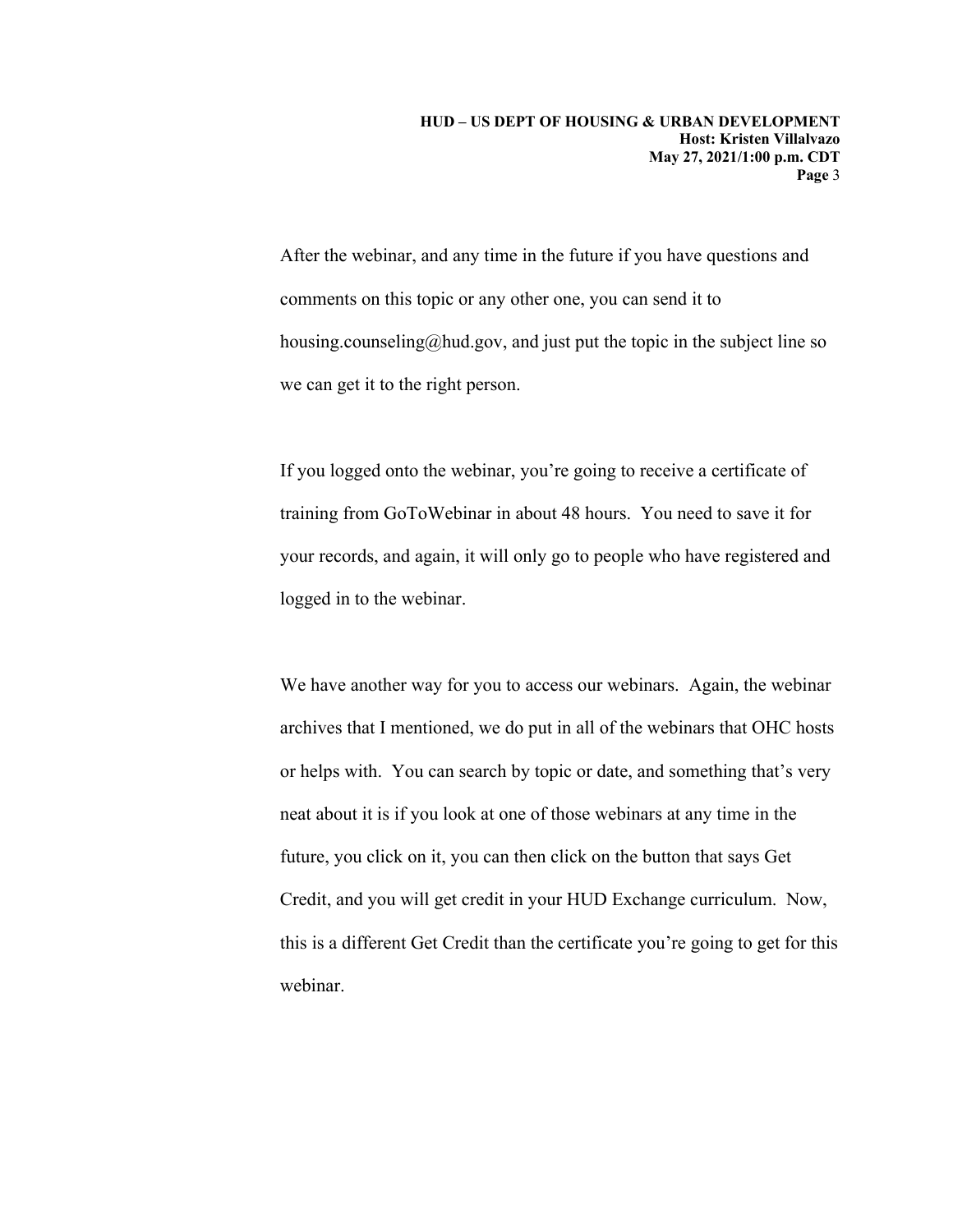After the webinar, and any time in the future if you have questions and comments on this topic or any other one, you can send it to housing.counseling@hud.gov, and just put the topic in the subject line so we can get it to the right person.

If you logged onto the webinar, you're going to receive a certificate of training from GoToWebinar in about 48 hours. You need to save it for your records, and again, it will only go to people who have registered and logged in to the webinar.

We have another way for you to access our webinars. Again, the webinar archives that I mentioned, we do put in all of the webinars that OHC hosts or helps with. You can search by topic or date, and something that's very neat about it is if you look at one of those webinars at any time in the future, you click on it, you can then click on the button that says Get Credit, and you will get credit in your HUD Exchange curriculum. Now, this is a different Get Credit than the certificate you're going to get for this webinar.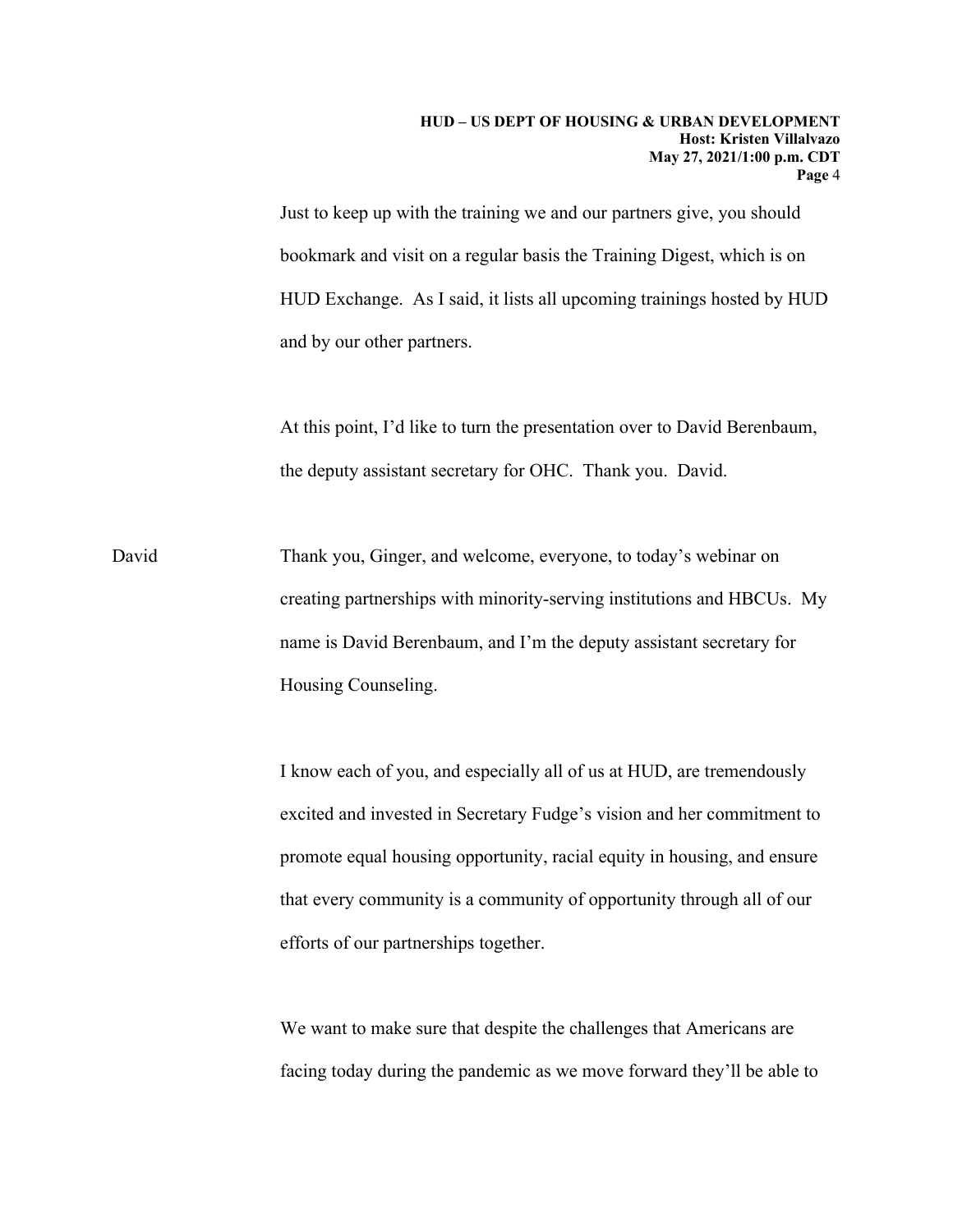Just to keep up with the training we and our partners give, you should bookmark and visit on a regular basis the Training Digest, which is on HUD Exchange. As I said, it lists all upcoming trainings hosted by HUD and by our other partners.

At this point, I'd like to turn the presentation over to David Berenbaum, the deputy assistant secretary for OHC. Thank you. David.

David Thank you, Ginger, and welcome, everyone, to today's webinar on creating partnerships with minority-serving institutions and HBCUs. My name is David Berenbaum, and I'm the deputy assistant secretary for Housing Counseling.

I know each of you, and especially all of us at HUD, are tremendously excited and invested in Secretary Fudge's vision and her commitment to promote equal housing opportunity, racial equity in housing, and ensure that every community is a community of opportunity through all of our efforts of our partnerships together.

We want to make sure that despite the challenges that Americans are facing today during the pandemic as we move forward they'll be able to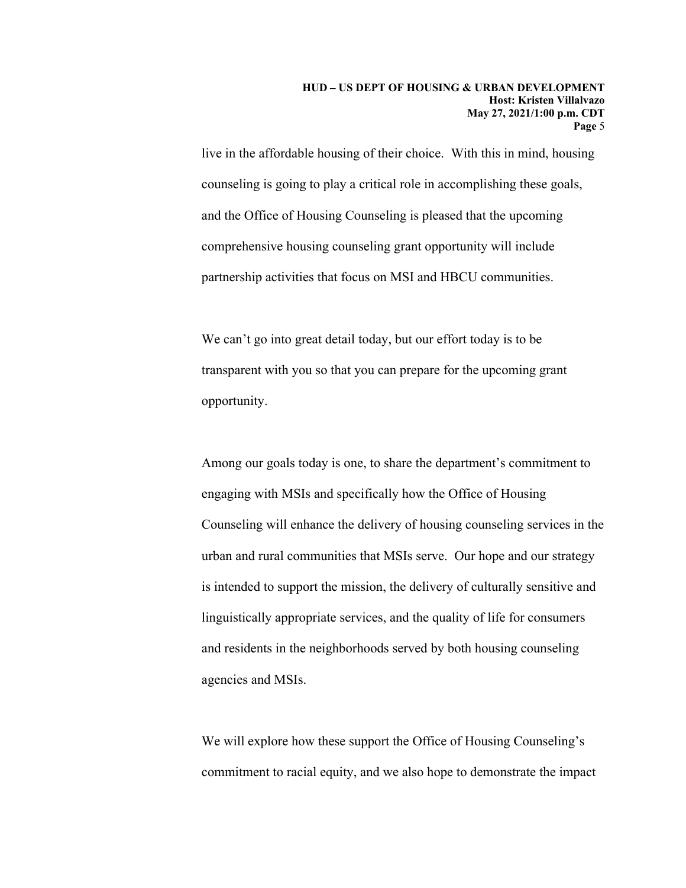live in the affordable housing of their choice. With this in mind, housing counseling is going to play a critical role in accomplishing these goals, and the Office of Housing Counseling is pleased that the upcoming comprehensive housing counseling grant opportunity will include partnership activities that focus on MSI and HBCU communities.

We can't go into great detail today, but our effort today is to be transparent with you so that you can prepare for the upcoming grant opportunity.

Among our goals today is one, to share the department's commitment to engaging with MSIs and specifically how the Office of Housing Counseling will enhance the delivery of housing counseling services in the urban and rural communities that MSIs serve. Our hope and our strategy is intended to support the mission, the delivery of culturally sensitive and linguistically appropriate services, and the quality of life for consumers and residents in the neighborhoods served by both housing counseling agencies and MSIs.

We will explore how these support the Office of Housing Counseling's commitment to racial equity, and we also hope to demonstrate the impact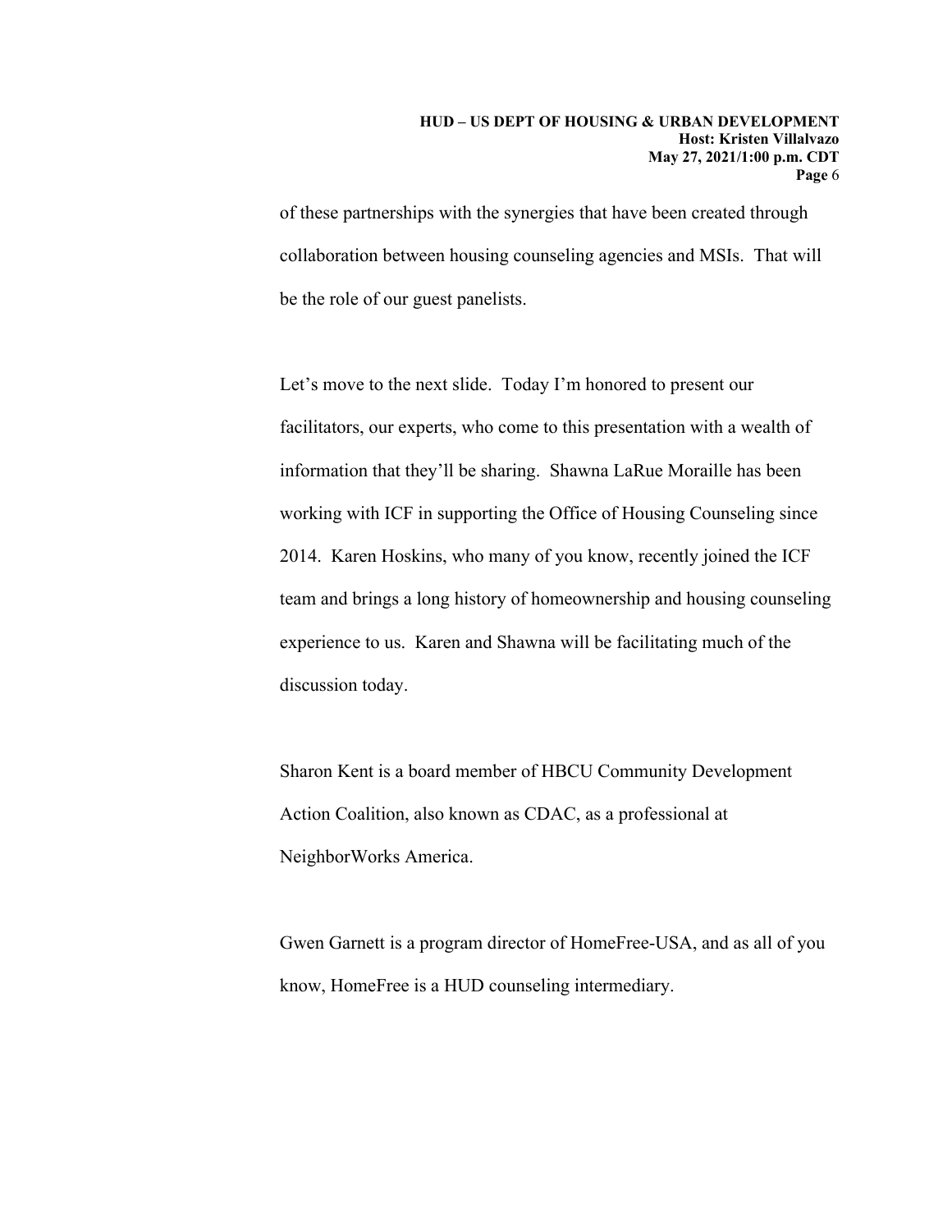of these partnerships with the synergies that have been created through collaboration between housing counseling agencies and MSIs. That will be the role of our guest panelists.

Let's move to the next slide. Today I'm honored to present our facilitators, our experts, who come to this presentation with a wealth of information that they'll be sharing. Shawna LaRue Moraille has been working with ICF in supporting the Office of Housing Counseling since 2014. Karen Hoskins, who many of you know, recently joined the ICF team and brings a long history of homeownership and housing counseling experience to us. Karen and Shawna will be facilitating much of the discussion today.

Sharon Kent is a board member of HBCU Community Development Action Coalition, also known as CDAC, as a professional at NeighborWorks America.

Gwen Garnett is a program director of HomeFree-USA, and as all of you know, HomeFree is a HUD counseling intermediary.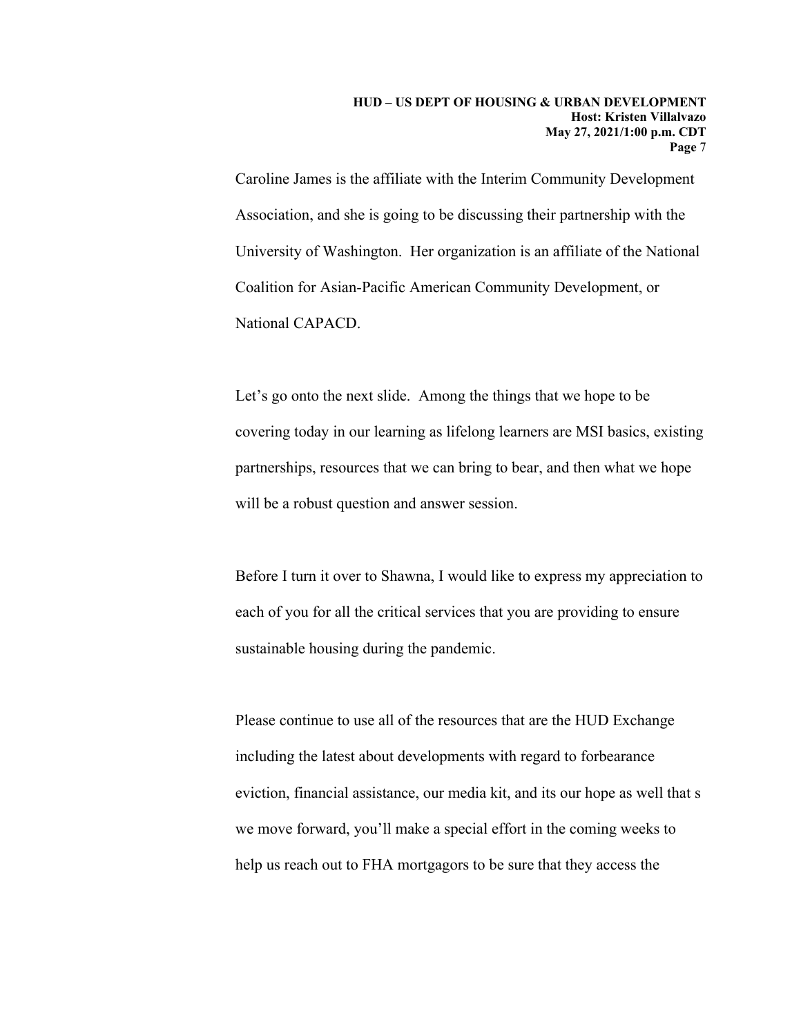Caroline James is the affiliate with the Interim Community Development Association, and she is going to be discussing their partnership with the University of Washington. Her organization is an affiliate of the National Coalition for Asian-Pacific American Community Development, or National CAPACD.

Let's go onto the next slide. Among the things that we hope to be covering today in our learning as lifelong learners are MSI basics, existing partnerships, resources that we can bring to bear, and then what we hope will be a robust question and answer session.

Before I turn it over to Shawna, I would like to express my appreciation to each of you for all the critical services that you are providing to ensure sustainable housing during the pandemic.

Please continue to use all of the resources that are the HUD Exchange including the latest about developments with regard to forbearance eviction, financial assistance, our media kit, and its our hope as well that s we move forward, you'll make a special effort in the coming weeks to help us reach out to FHA mortgagors to be sure that they access the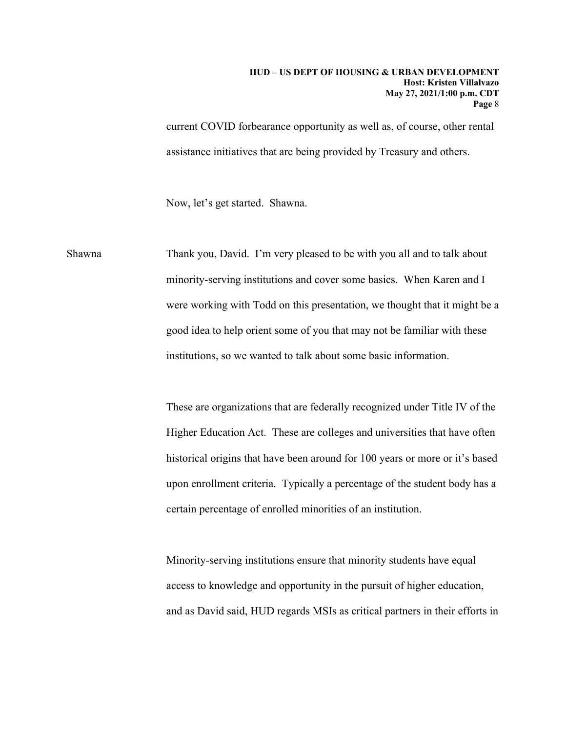current COVID forbearance opportunity as well as, of course, other rental assistance initiatives that are being provided by Treasury and others.

Now, let's get started. Shawna.

Shawna: Thank you, David. I'm very pleased to be with you all and to talk about minority-serving institutions and cover some basics. When Karen and I were working with Todd on this presentation, we thought that it might be a good idea to help orient some of you that may not be familiar with these institutions, so we wanted to talk about some basic information.

These are organizations that are federally recognized under Title IV of the Higher Education Act. These are colleges and universities that have often historical origins that have been around for 100 years or more or it's based upon enrollment criteria. Typically a percentage of the student body has a certain percentage of enrolled minorities of an institution.

Minority-serving institutions ensure that minority students have equal access to knowledge and opportunity in the pursuit of higher education, and as David said, HUD regards MSIs as critical partners in their efforts in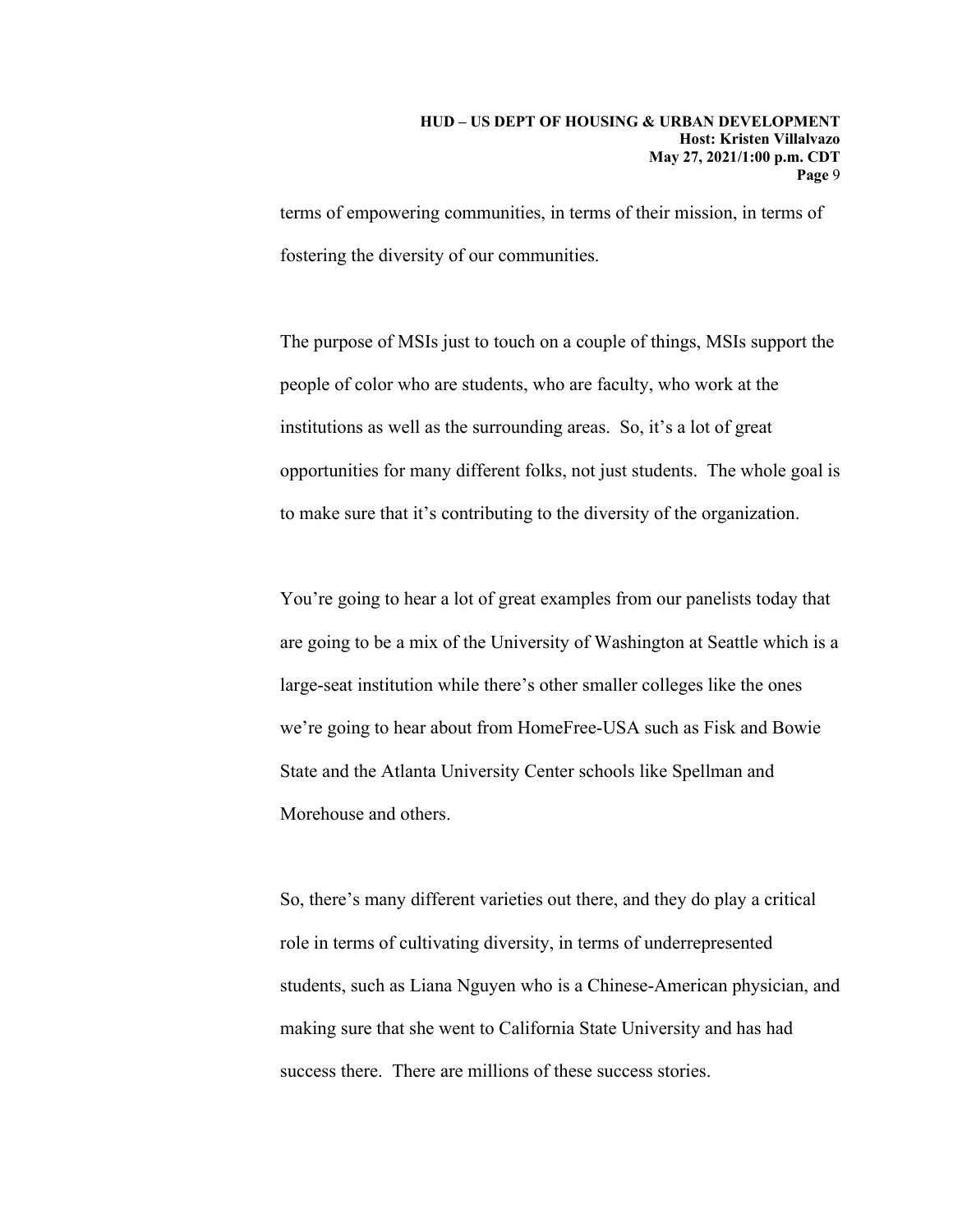terms of empowering communities, in terms of their mission, in terms of fostering the diversity of our communities.

The purpose of MSIs just to touch on a couple of things, MSIs support the people of color who are students, who are faculty, who work at the institutions as well as the surrounding areas. So, it's a lot of great opportunities for many different folks, not just students. The whole goal is to make sure that it's contributing to the diversity of the organization.

You're going to hear a lot of great examples from our panelists today that are going to be a mix of the University of Washington at Seattle which is a large-seat institution while there's other smaller colleges like the ones we're going to hear about from HomeFree-USA such as Fisk and Bowie State and the Atlanta University Center schools like Spellman and Morehouse and others.

So, there's many different varieties out there, and they do play a critical role in terms of cultivating diversity, in terms of underrepresented students, such as Liana Nguyen who is a Chinese-American physician, and making sure that she went to California State University and has had success there. There are millions of these success stories.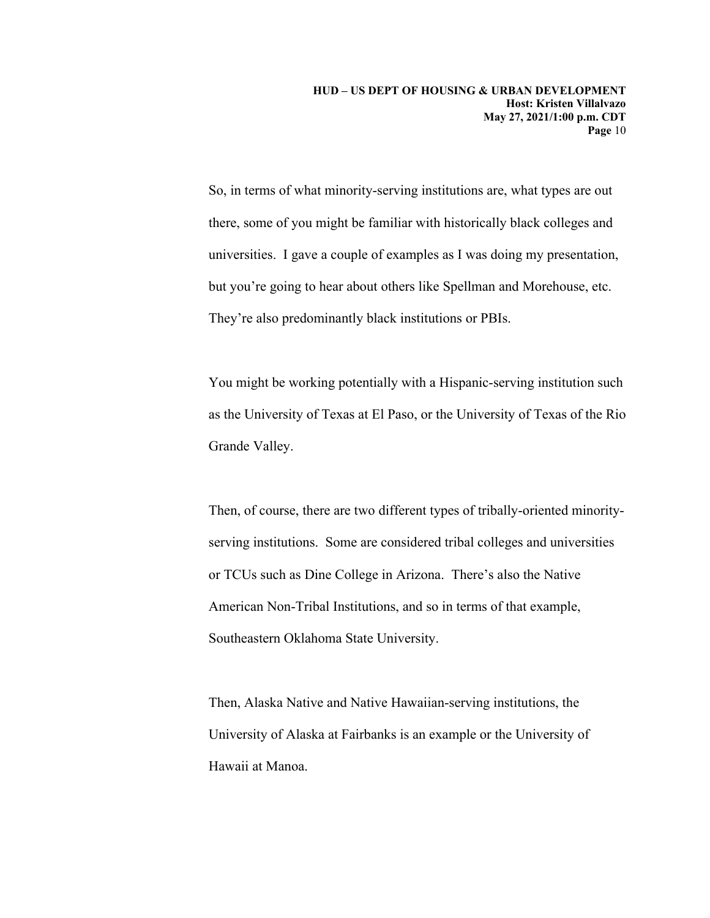So, in terms of what minority-serving institutions are, what types are out there, some of you might be familiar with historically black colleges and universities. I gave a couple of examples as I was doing my presentation, but you're going to hear about others like Spellman and Morehouse, etc. They're also predominantly black institutions or PBIs.

You might be working potentially with a Hispanic-serving institution such as the University of Texas at El Paso, or the University of Texas of the Rio Grande Valley.

Then, of course, there are two different types of tribally-oriented minority-serving institutions. Some are considered tribal colleges and universities or TCUs such as Dine College in Arizona. There's also the Native American Non-Tribal Institutions, and so in terms of that example, Southeastern Oklahoma State University.

Then, Alaska Native and Native Hawaiian-serving institutions, the University of Alaska at Fairbanks is an example or the University of Hawaii at Manoa.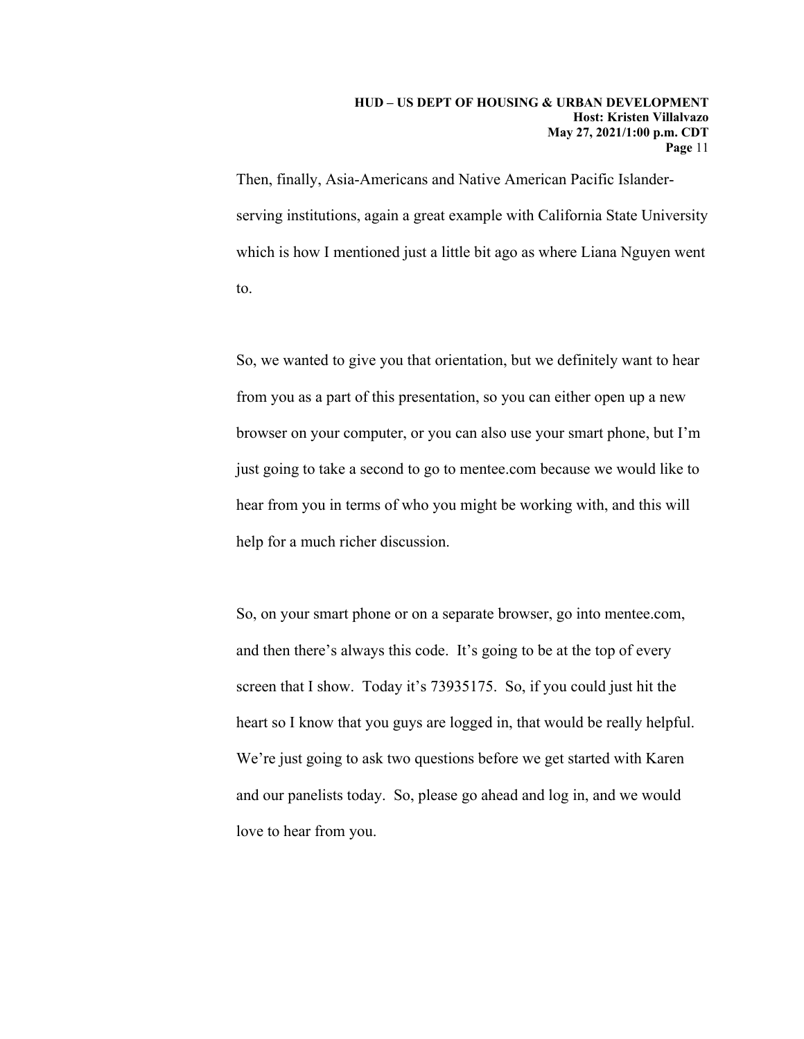Then, finally, Asia-Americans and Native American Pacific Islander-serving institutions, again a great example with California State University which is how I mentioned just a little bit ago as where Liana Nguyen went to.

So, we wanted to give you that orientation, but we definitely want to hear from you as a part of this presentation, so you can either open up a new browser on your computer, or you can also use your smart phone, but I'm just going to take a second to go to mentee.com because we would like to hear from you in terms of who you might be working with, and this will help for a much richer discussion.

So, on your smart phone or on a separate browser, go into mentee.com, and then there's always this code. It's going to be at the top of every screen that I show. Today it's 73935175. So, if you could just hit the heart so I know that you guys are logged in, that would be really helpful. We're just going to ask two questions before we get started with Karen and our panelists today. So, please go ahead and log in, and we would love to hear from you.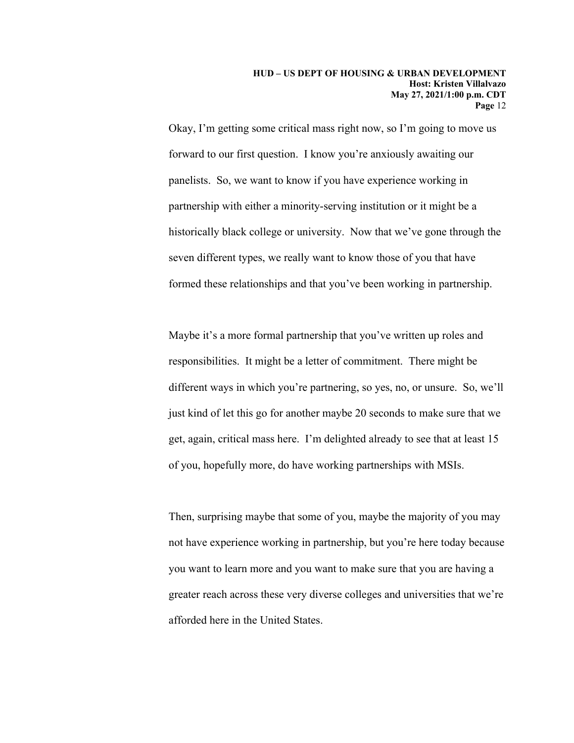Okay, I'm getting some critical mass right now, so I'm going to move us forward to our first question. I know you're anxiously awaiting our panelists. So, we want to know if you have experience working in partnership with either a minority-serving institution or it might be a historically black college or university. Now that we've gone through the seven different types, we really want to know those of you that have formed these relationships and that you've been working in partnership.

Maybe it's a more formal partnership that you've written up roles and responsibilities. It might be a letter of commitment. There might be different ways in which you're partnering, so yes, no, or unsure. So, we'll just kind of let this go for another maybe 20 seconds to make sure that we get, again, critical mass here. I'm delighted already to see that at least 15 of you, hopefully more, do have working partnerships with MSIs.

Then, surprising maybe that some of you, maybe the majority of you may not have experience working in partnership, but you're here today because you want to learn more and you want to make sure that you are having a greater reach across these very diverse colleges and universities that we're afforded here in the United States.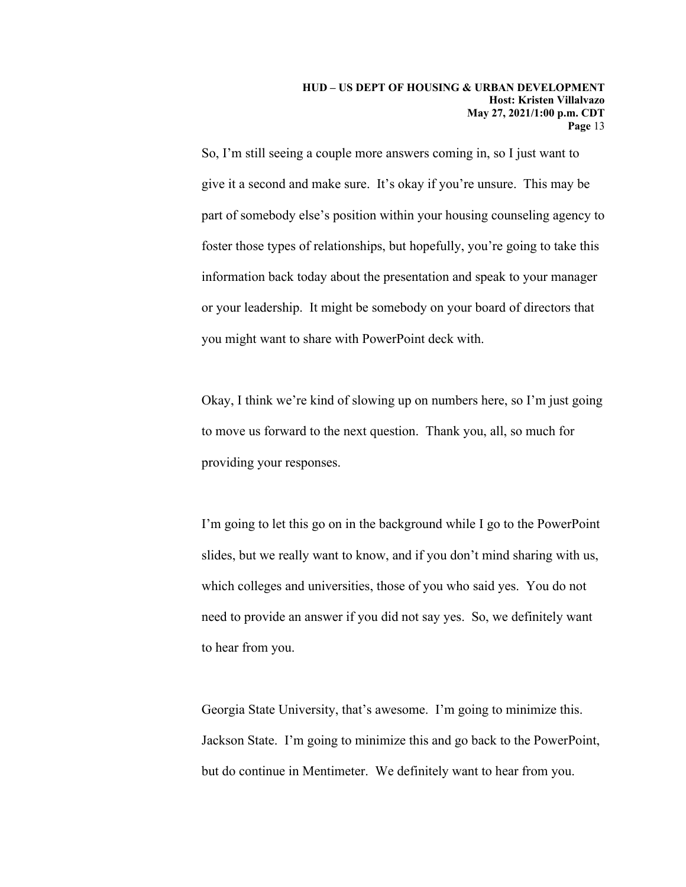So, I'm still seeing a couple more answers coming in, so I just want to give it a second and make sure. It's okay if you're unsure. This may be part of somebody else's position within your housing counseling agency to foster those types of relationships, but hopefully, you're going to take this information back today about the presentation and speak to your manager or your leadership. It might be somebody on your board of directors that you might want to share with PowerPoint deck with.

Okay, I think we're kind of slowing up on numbers here, so I'm just going to move us forward to the next question. Thank you, all, so much for providing your responses.

I'm going to let this go on in the background while I go to the PowerPoint slides, but we really want to know, and if you don't mind sharing with us, which colleges and universities, those of you who said yes. You do not need to provide an answer if you did not say yes. So, we definitely want to hear from you.

Georgia State University, that's awesome. I'm going to minimize this. Jackson State. I'm going to minimize this and go back to the PowerPoint, but do continue in Mentimeter. We definitely want to hear from you.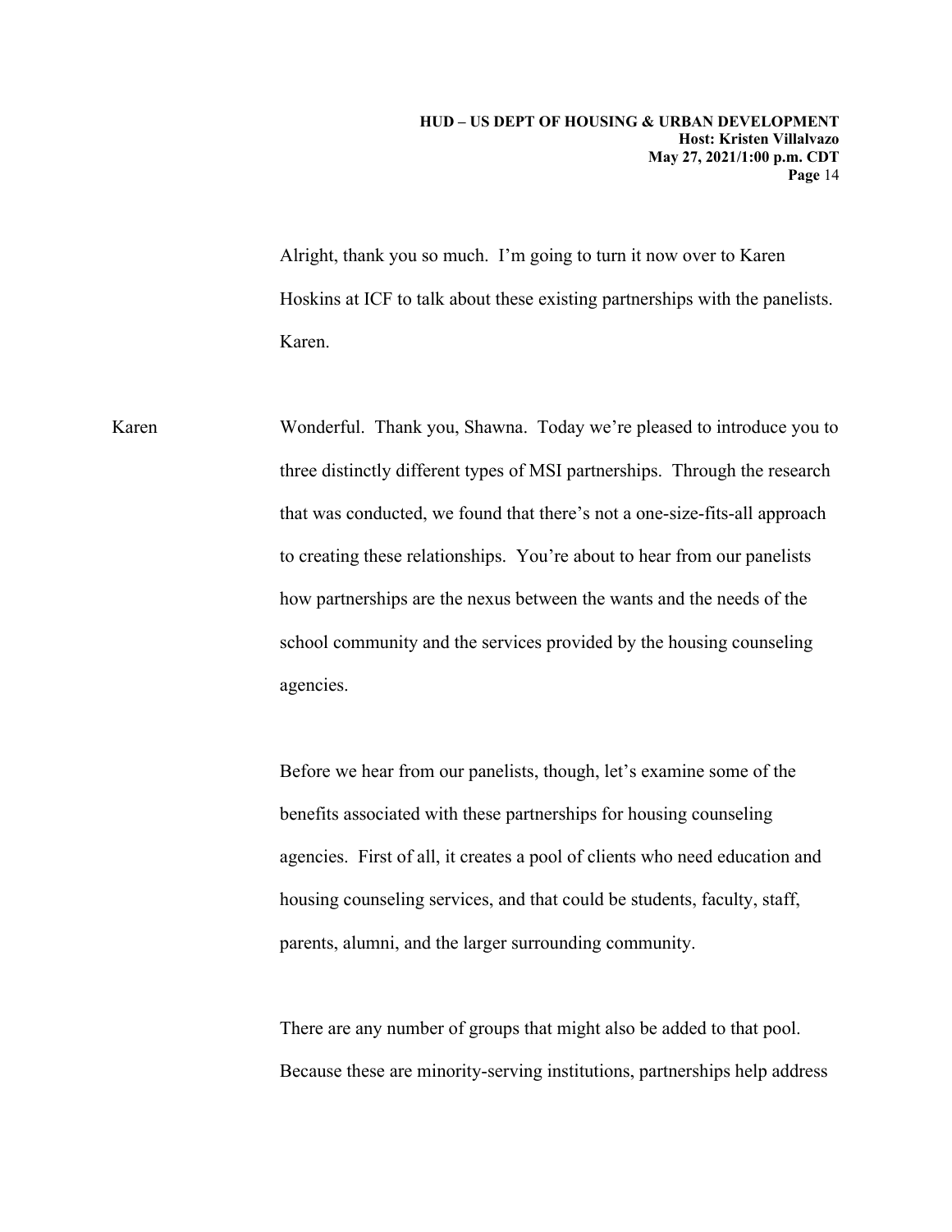Alright, thank you so much. I'm going to turn it now over to Karen Hoskins at ICF to talk about these existing partnerships with the panelists. Karen.

Karen Wonderful. Thank you, Shawna. Today we're pleased to introduce you to three distinctly different types of MSI partnerships. Through the research that was conducted, we found that there's not a one-size-fits-all approach to creating these relationships. You're about to hear from our panelists how partnerships are the nexus between the wants and the needs of the school community and the services provided by the housing counseling agencies.

Before we hear from our panelists, though, let's examine some of the benefits associated with these partnerships for housing counseling agencies. First of all, it creates a pool of clients who need education and housing counseling services, and that could be students, faculty, staff, parents, alumni, and the larger surrounding community.

There are any number of groups that might also be added to that pool. Because these are minority-serving institutions, partnerships help address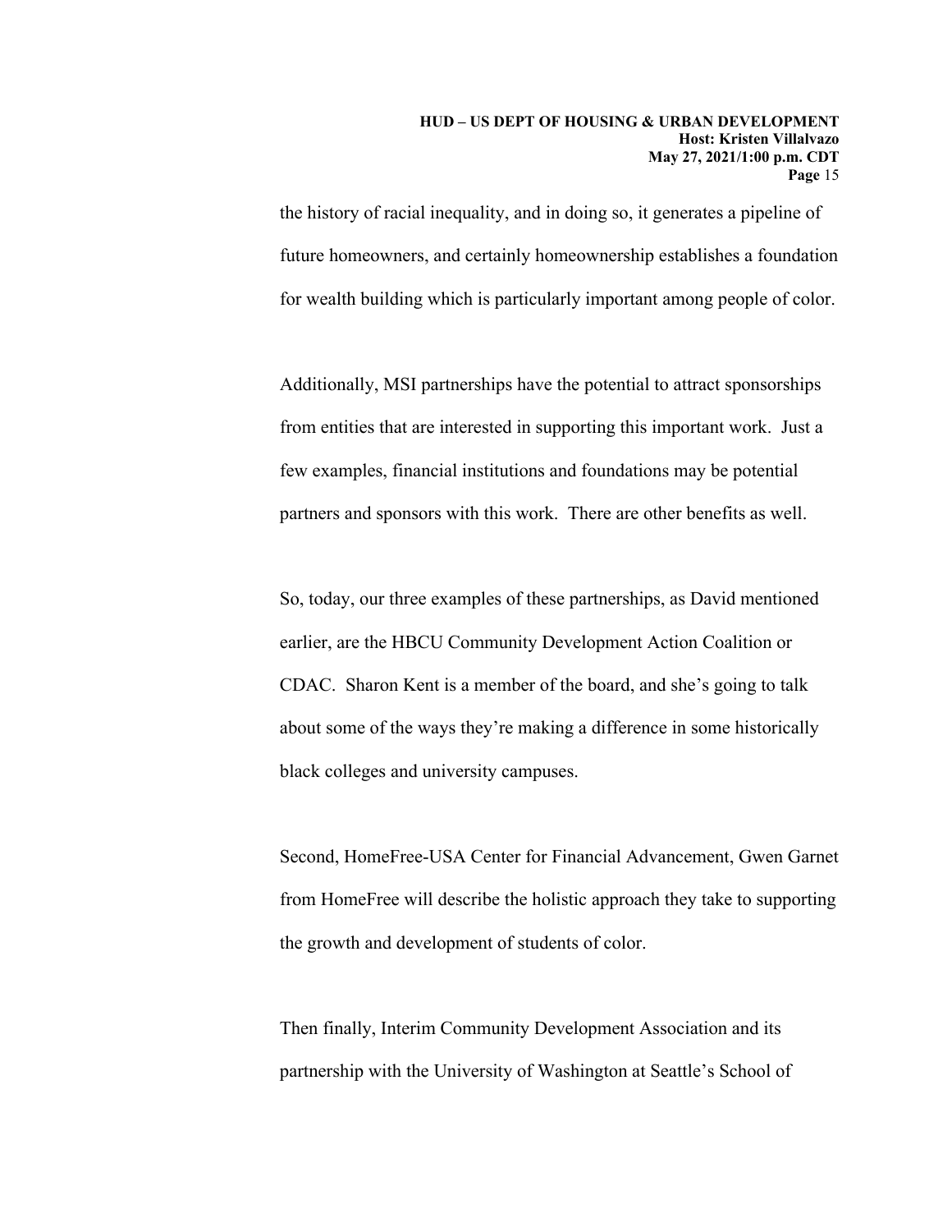the history of racial inequality, and in doing so, it generates a pipeline of future homeowners, and certainly homeownership establishes a foundation for wealth building which is particularly important among people of color.

Additionally, MSI partnerships have the potential to attract sponsorships from entities that are interested in supporting this important work. Just a few examples, financial institutions and foundations may be potential partners and sponsors with this work. There are other benefits as well.

So, today, our three examples of these partnerships, as David mentioned earlier, are the HBCU Community Development Action Coalition or CDAC. Sharon Kent is a member of the board, and she's going to talk about some of the ways they're making a difference in some historically black colleges and university campuses.

Second, HomeFree-USA Center for Financial Advancement, Gwen Garnet from HomeFree will describe the holistic approach they take to supporting the growth and development of students of color.

Then finally, Interim Community Development Association and its partnership with the University of Washington at Seattle's School of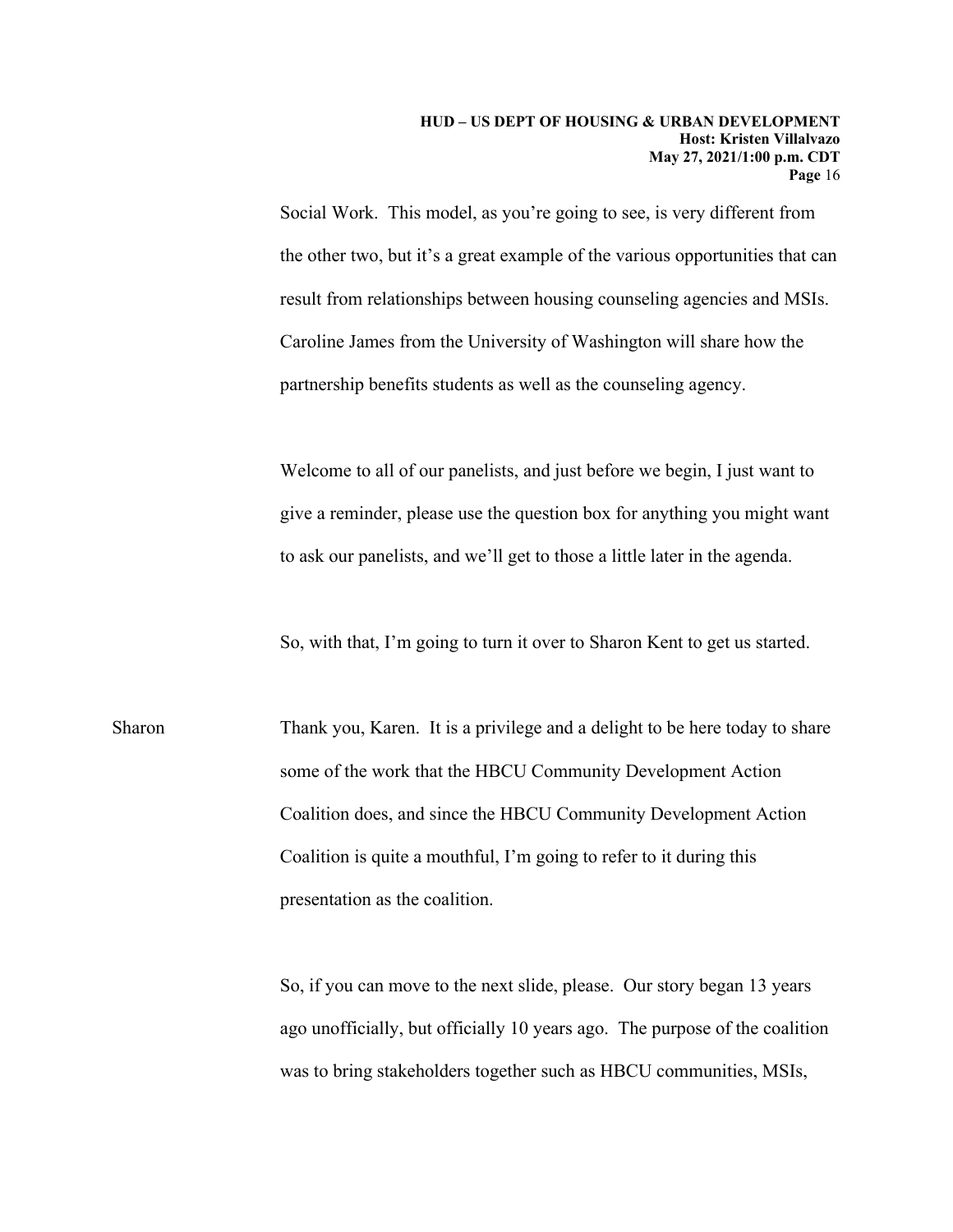Social Work. This model, as you're going to see, is very different from the other two, but it's a great example of the various opportunities that can result from relationships between housing counseling agencies and MSIs. Caroline James from the University of Washington will share how the partnership benefits students as well as the counseling agency.

Welcome to all of our panelists, and just before we begin, I just want to give a reminder, please use the question box for anything you might want to ask our panelists, and we'll get to those a little later in the agenda.

So, with that, I'm going to turn it over to Sharon Kent to get us started.

Sharon: Thank you, Karen. It is a privilege and a delight to be here today to share some of the work that the HBCU Community Development Action Coalition does, and since the HBCU Community Development Action Coalition is quite a mouthful, I'm going to refer to it during this presentation as the coalition.

So, if you can move to the next slide, please. Our story began 13 years ago unofficially, but officially 10 years ago. The purpose of the coalition was to bring stakeholders together such as HBCU communities, MSIs,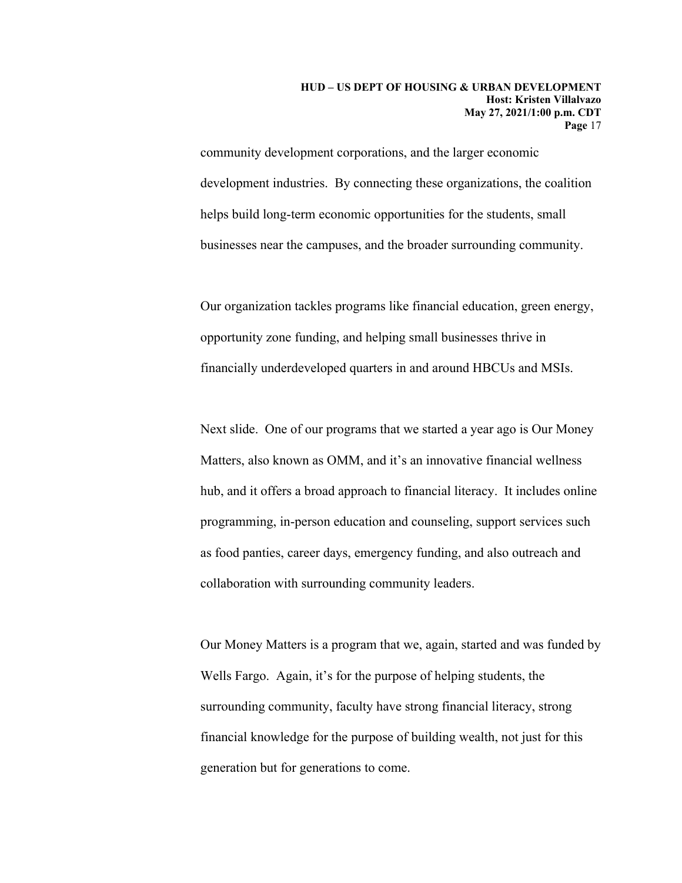community development corporations, and the larger economic development industries. By connecting these organizations, the coalition helps build long-term economic opportunities for the students, small businesses near the campuses, and the broader surrounding community.

Our organization tackles programs like financial education, green energy, opportunity zone funding, and helping small businesses thrive in financially underdeveloped quarters in and around HBCUs and MSIs.

Next slide. One of our programs that we started a year ago is Our Money Matters, also known as OMM, and it's an innovative financial wellness hub, and it offers a broad approach to financial literacy. It includes online programming, in-person education and counseling, support services such as food panties, career days, emergency funding, and also outreach and collaboration with surrounding community leaders.

Our Money Matters is a program that we, again, started and was funded by Wells Fargo. Again, it's for the purpose of helping students, the surrounding community, faculty have strong financial literacy, strong financial knowledge for the purpose of building wealth, not just for this generation but for generations to come.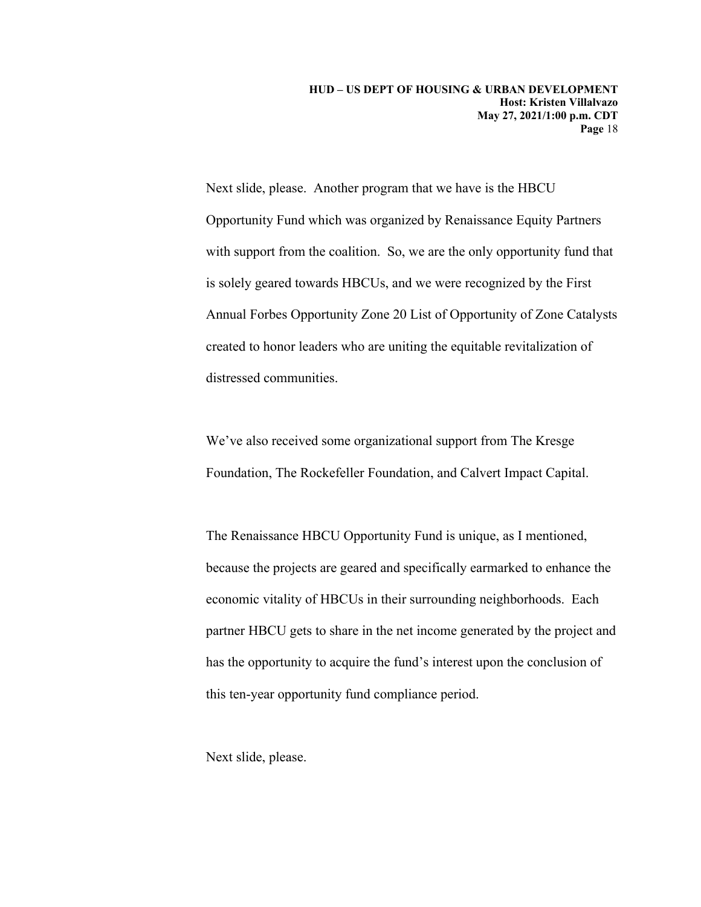Next slide, please. Another program that we have is the HBCU Opportunity Fund which was organized by Renaissance Equity Partners with support from the coalition. So, we are the only opportunity fund that is solely geared towards HBCUs, and we were recognized by the First Annual Forbes Opportunity Zone 20 List of Opportunity of Zone Catalysts created to honor leaders who are uniting the equitable revitalization of distressed communities.

We've also received some organizational support from The Kresge Foundation, The Rockefeller Foundation, and Calvert Impact Capital.

The Renaissance HBCU Opportunity Fund is unique, as I mentioned, because the projects are geared and specifically earmarked to enhance the economic vitality of HBCUs in their surrounding neighborhoods. Each partner HBCU gets to share in the net income generated by the project and has the opportunity to acquire the fund's interest upon the conclusion of this ten-year opportunity fund compliance period.

Next slide, please.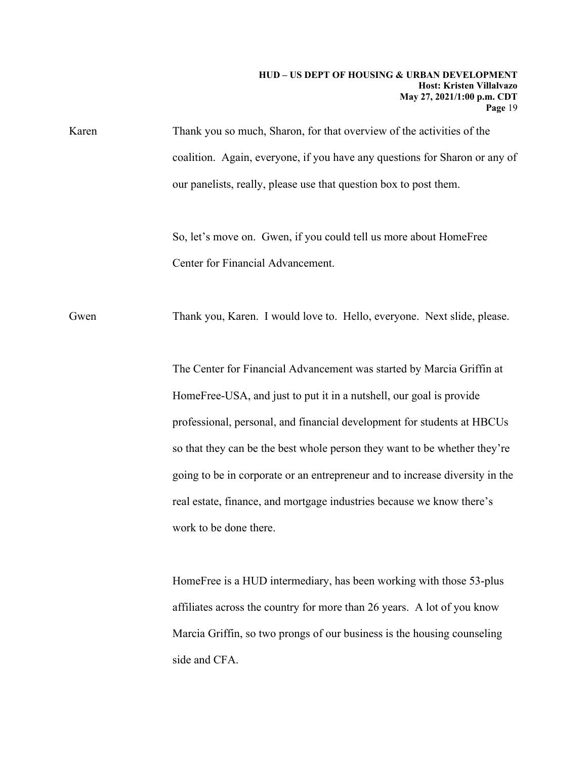Karen Thank you so much, Sharon, for that overview of the activities of the coalition. Again, everyone, if you have any questions for Sharon or any of our panelists, really, please use that question box to post them.

So, let's move on. Gwen, if you could tell us more about HomeFree Center for Financial Advancement.

Gwen Thank you, Karen. I would love to. Hello, everyone. Next slide, please.

The Center for Financial Advancement was started by Marcia Griffin at HomeFree-USA, and just to put it in a nutshell, our goal is provide professional, personal, and financial development for students at HBCUs so that they can be the best whole person they want to be whether they're going to be in corporate or an entrepreneur and to increase diversity in the real estate, finance, and mortgage industries because we know there's work to be done there.

HomeFree is a HUD intermediary, has been working with those 53-plus affiliates across the country for more than 26 years. A lot of you know Marcia Griffin, so two prongs of our business is the housing counseling side and CFA.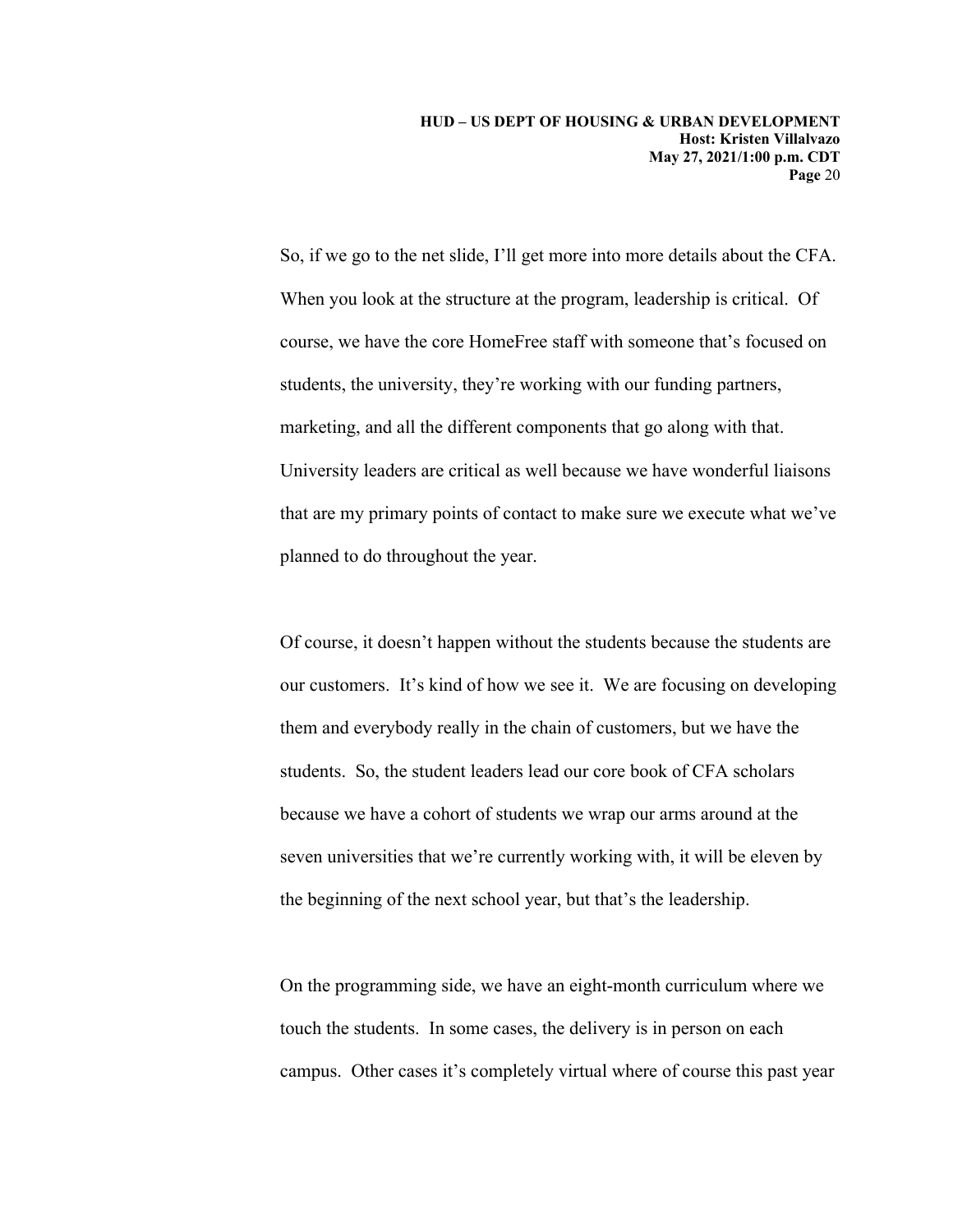So, if we go to the net slide, I'll get more into more details about the CFA. When you look at the structure at the program, leadership is critical. Of course, we have the core HomeFree staff with someone that's focused on students, the university, they're working with our funding partners, marketing, and all the different components that go along with that. University leaders are critical as well because we have wonderful liaisons that are my primary points of contact to make sure we execute what we've planned to do throughout the year.

Of course, it doesn't happen without the students because the students are our customers. It's kind of how we see it. We are focusing on developing them and everybody really in the chain of customers, but we have the students. So, the student leaders lead our core book of CFA scholars because we have a cohort of students we wrap our arms around at the seven universities that we're currently working with, it will be eleven by the beginning of the next school year, but that's the leadership.

On the programming side, we have an eight-month curriculum where we touch the students. In some cases, the delivery is in person on each campus. Other cases it's completely virtual where of course this past year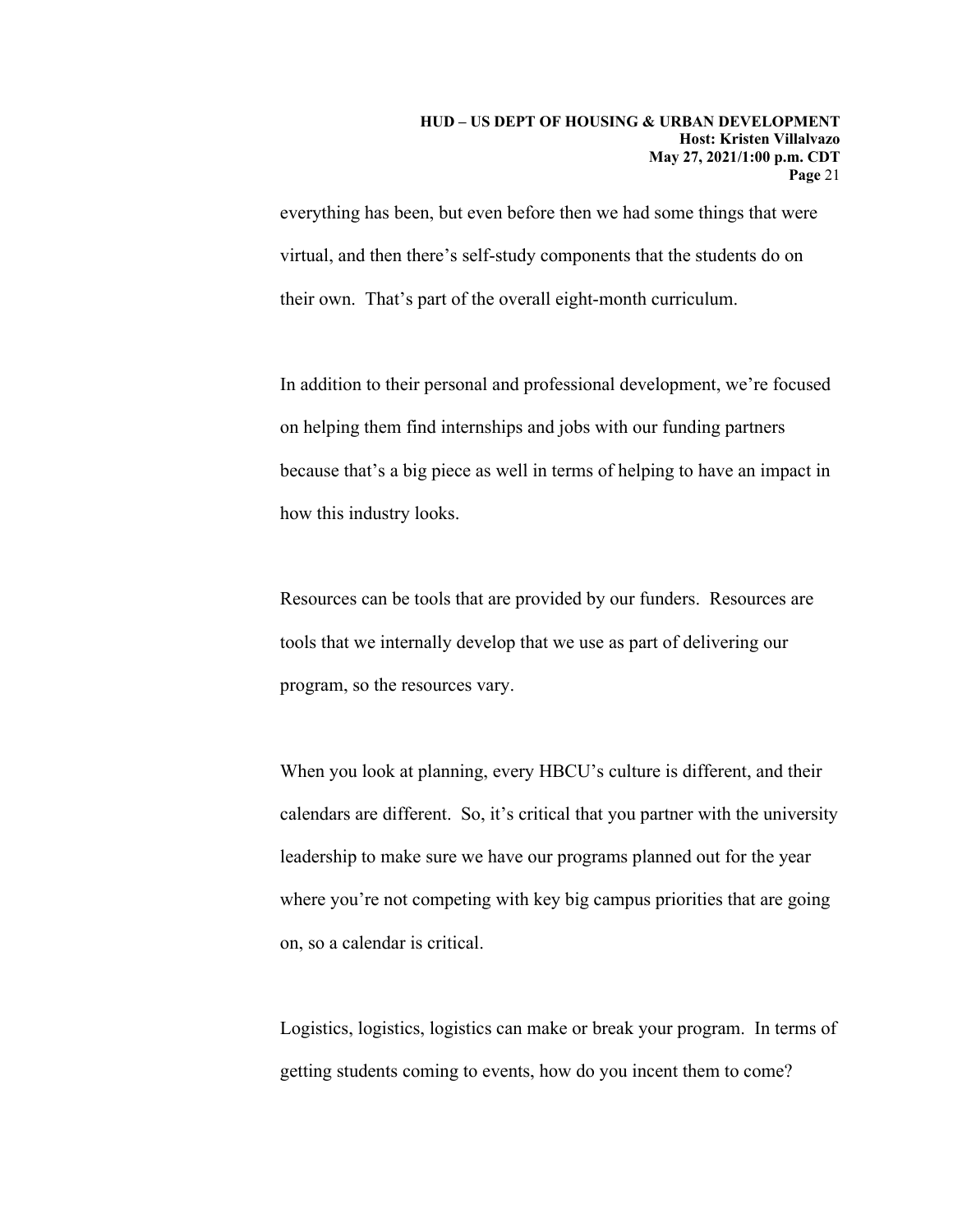everything has been, but even before then we had some things that were virtual, and then there's self-study components that the students do on their own. That's part of the overall eight-month curriculum.

In addition to their personal and professional development, we're focused on helping them find internships and jobs with our funding partners because that's a big piece as well in terms of helping to have an impact in how this industry looks.

Resources can be tools that are provided by our funders. Resources are tools that we internally develop that we use as part of delivering our program, so the resources vary.

When you look at planning, every HBCU's culture is different, and their calendars are different. So, it's critical that you partner with the university leadership to make sure we have our programs planned out for the year where you're not competing with key big campus priorities that are going on, so a calendar is critical.

Logistics, logistics, logistics can make or break your program. In terms of getting students coming to events, how do you incent them to come?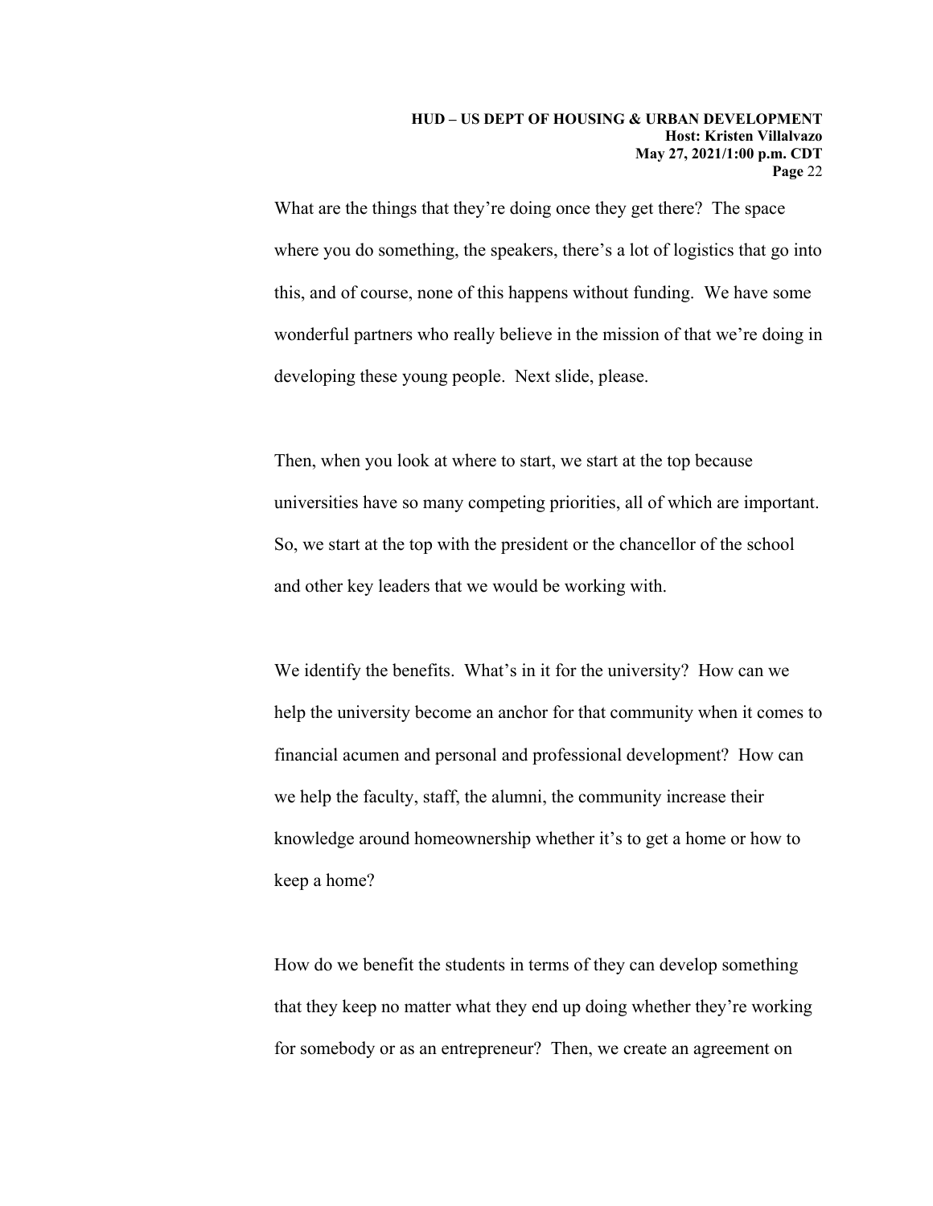What are the things that they're doing once they get there? The space where you do something, the speakers, there's a lot of logistics that go into this, and of course, none of this happens without funding. We have some wonderful partners who really believe in the mission of that we're doing in developing these young people. Next slide, please.

Then, when you look at where to start, we start at the top because universities have so many competing priorities, all of which are important. So, we start at the top with the president or the chancellor of the school and other key leaders that we would be working with.

We identify the benefits. What's in it for the university? How can we help the university become an anchor for that community when it comes to financial acumen and personal and professional development? How can we help the faculty, staff, the alumni, the community increase their knowledge around homeownership whether it's to get a home or how to keep a home?

How do we benefit the students in terms of they can develop something that they keep no matter what they end up doing whether they're working for somebody or as an entrepreneur? Then, we create an agreement on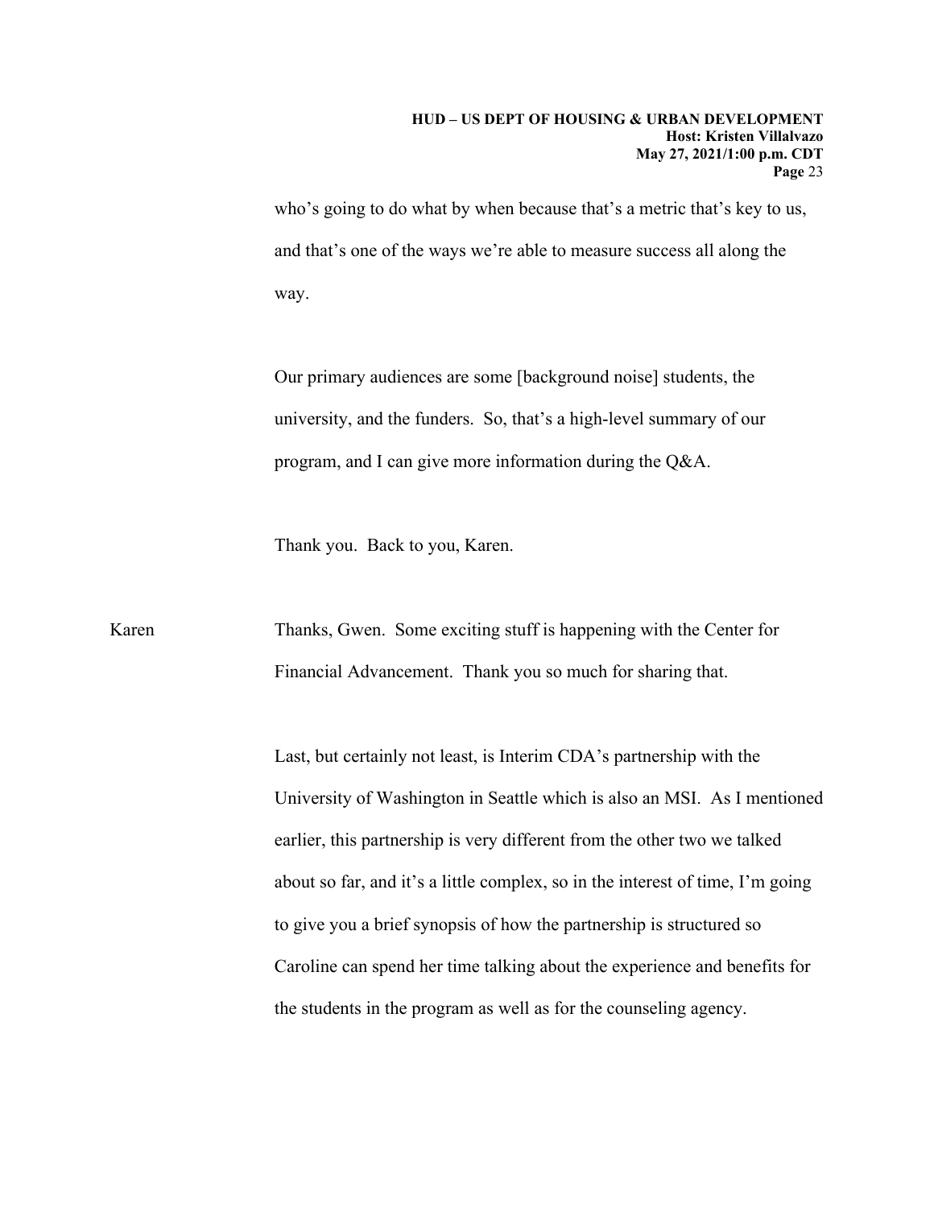who's going to do what by when because that's a metric that's key to us, and that's one of the ways we're able to measure success all along the way.

Our primary audiences are some [background noise] students, the university, and the funders. So, that's a high-level summary of our program, and I can give more information during the Q&A.

Thank you. Back to you, Karen.

Karen: Thanks, Gwen. Some exciting stuff is happening with the Center for Financial Advancement. Thank you so much for sharing that.

Last, but certainly not least, is Interim CDA's partnership with the University of Washington in Seattle which is also an MSI. As I mentioned earlier, this partnership is very different from the other two we talked about so far, and it's a little complex, so in the interest of time, I'm going to give you a brief synopsis of how the partnership is structured so Caroline can spend her time talking about the experience and benefits for the students in the program as well as for the counseling agency.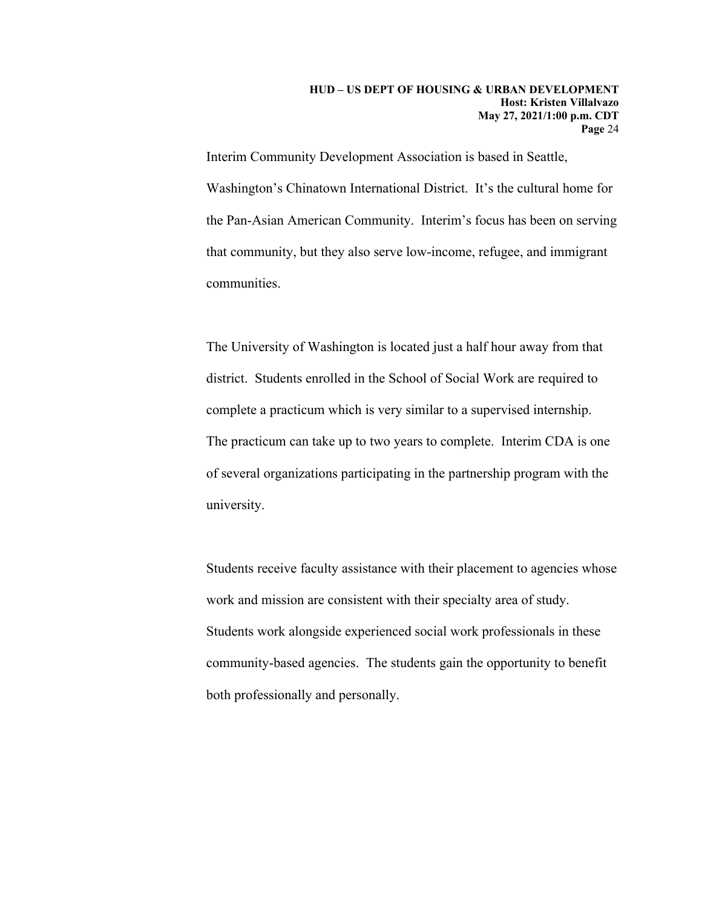Interim Community Development Association is based in Seattle, Washington's Chinatown International District. It's the cultural home for the Pan-Asian American Community. Interim's focus has been on serving that community, but they also serve low-income, refugee, and immigrant communities.

The University of Washington is located just a half hour away from that district. Students enrolled in the School of Social Work are required to complete a practicum which is very similar to a supervised internship. The practicum can take up to two years to complete. Interim CDA is one of several organizations participating in the partnership program with the university.

Students receive faculty assistance with their placement to agencies whose work and mission are consistent with their specialty area of study. Students work alongside experienced social work professionals in these community-based agencies. The students gain the opportunity to benefit both professionally and personally.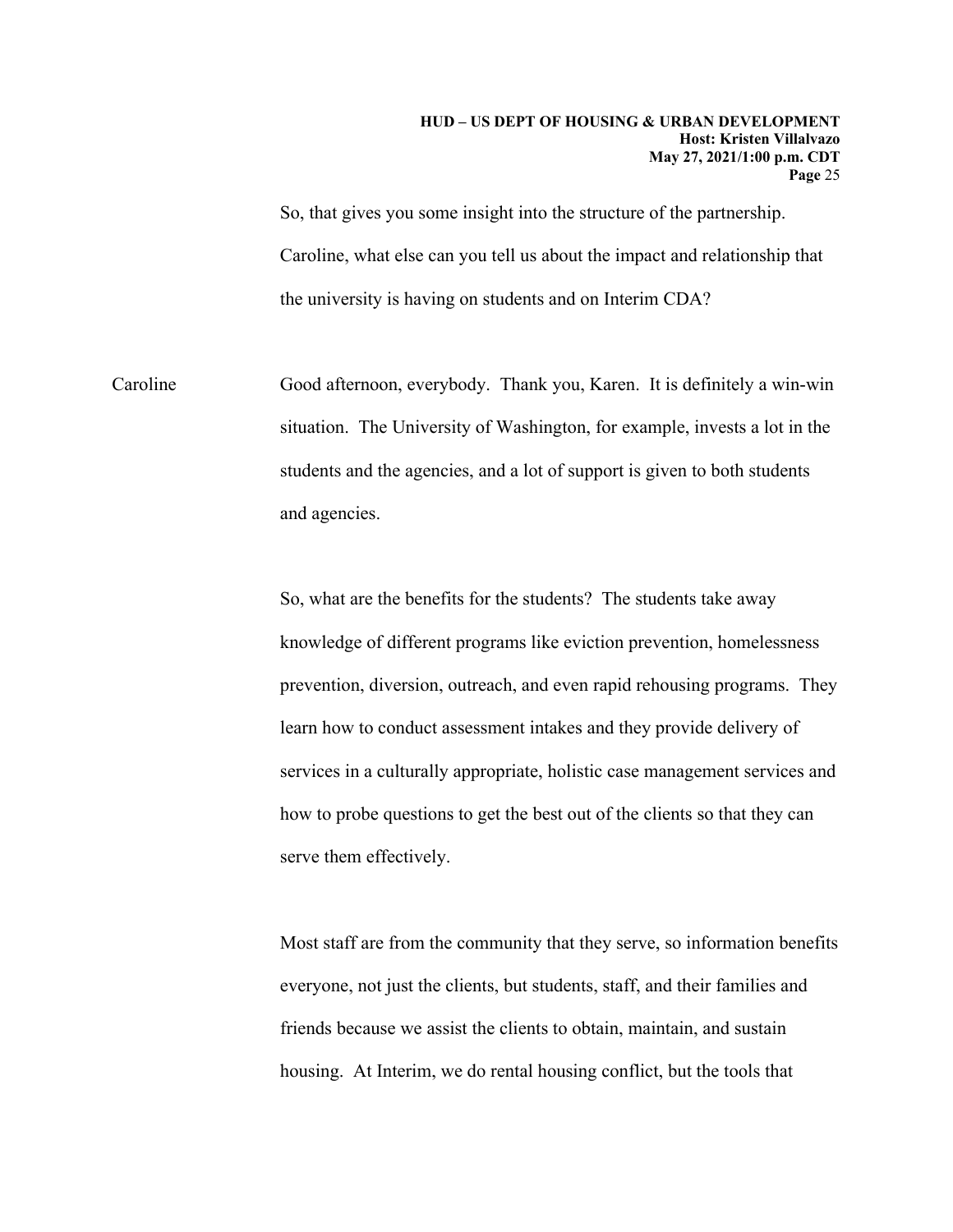So, that gives you some insight into the structure of the partnership. Caroline, what else can you tell us about the impact and relationship that the university is having on students and on Interim CDA?

Caroline Good afternoon, everybody. Thank you, Karen. It is definitely a win-win situation. The University of Washington, for example, invests a lot in the students and the agencies, and a lot of support is given to both students and agencies.

So, what are the benefits for the students? The students take away knowledge of different programs like eviction prevention, homelessness prevention, diversion, outreach, and even rapid rehousing programs. They learn how to conduct assessment intakes and they provide delivery of services in a culturally appropriate, holistic case management services and how to probe questions to get the best out of the clients so that they can serve them effectively.

Most staff are from the community that they serve, so information benefits everyone, not just the clients, but students, staff, and their families and friends because we assist the clients to obtain, maintain, and sustain housing. At Interim, we do rental housing conflict, but the tools that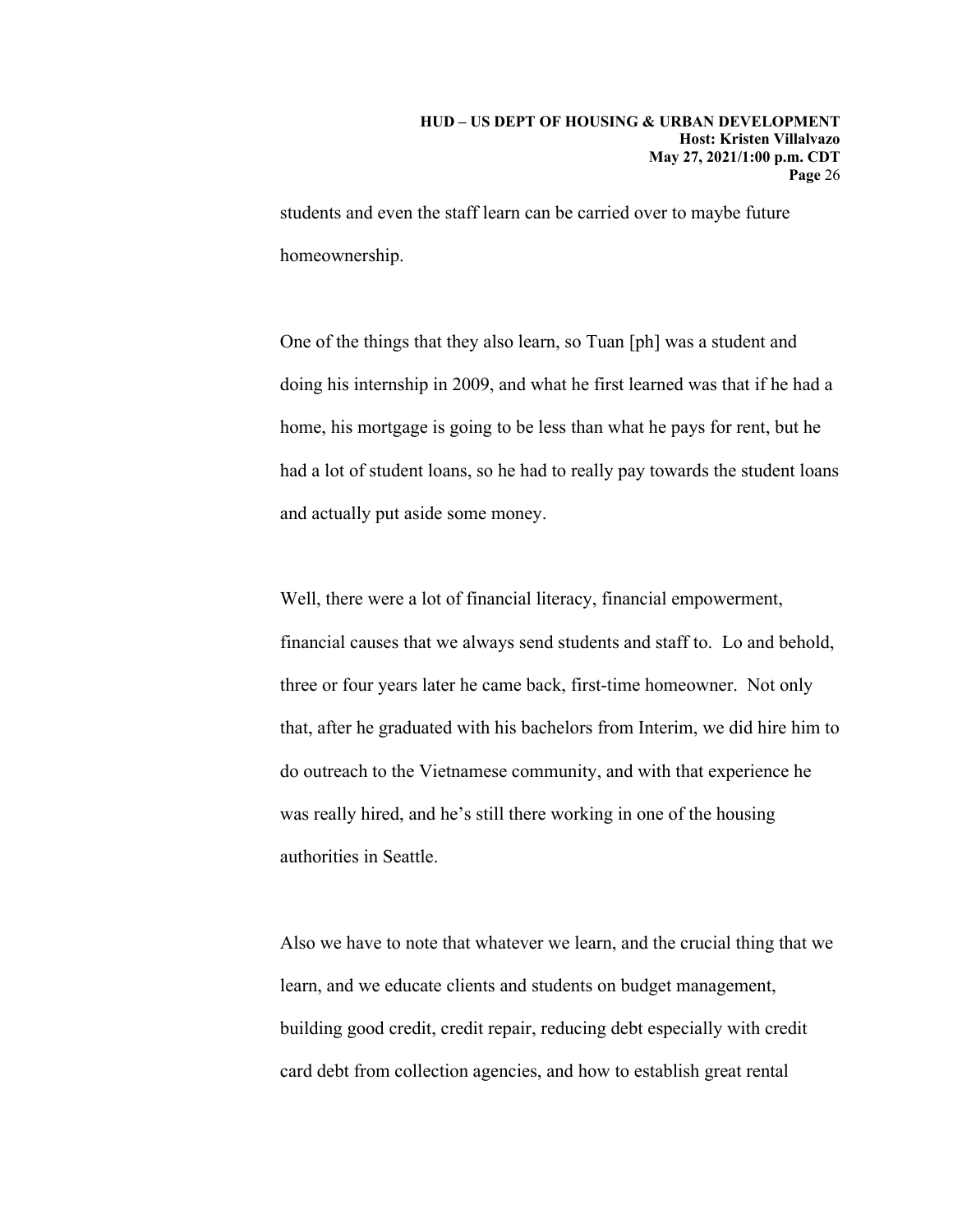students and even the staff learn can be carried over to maybe future homeownership.

One of the things that they also learn, so Tuan [ph] was a student and doing his internship in 2009, and what he first learned was that if he had a home, his mortgage is going to be less than what he pays for rent, but he had a lot of student loans, so he had to really pay towards the student loans and actually put aside some money.

Well, there were a lot of financial literacy, financial empowerment, financial causes that we always send students and staff to. Lo and behold, three or four years later he came back, first-time homeowner. Not only that, after he graduated with his bachelors from Interim, we did hire him to do outreach to the Vietnamese community, and with that experience he was really hired, and he's still there working in one of the housing authorities in Seattle.

Also we have to note that whatever we learn, and the crucial thing that we learn, and we educate clients and students on budget management, building good credit, credit repair, reducing debt especially with credit card debt from collection agencies, and how to establish great rental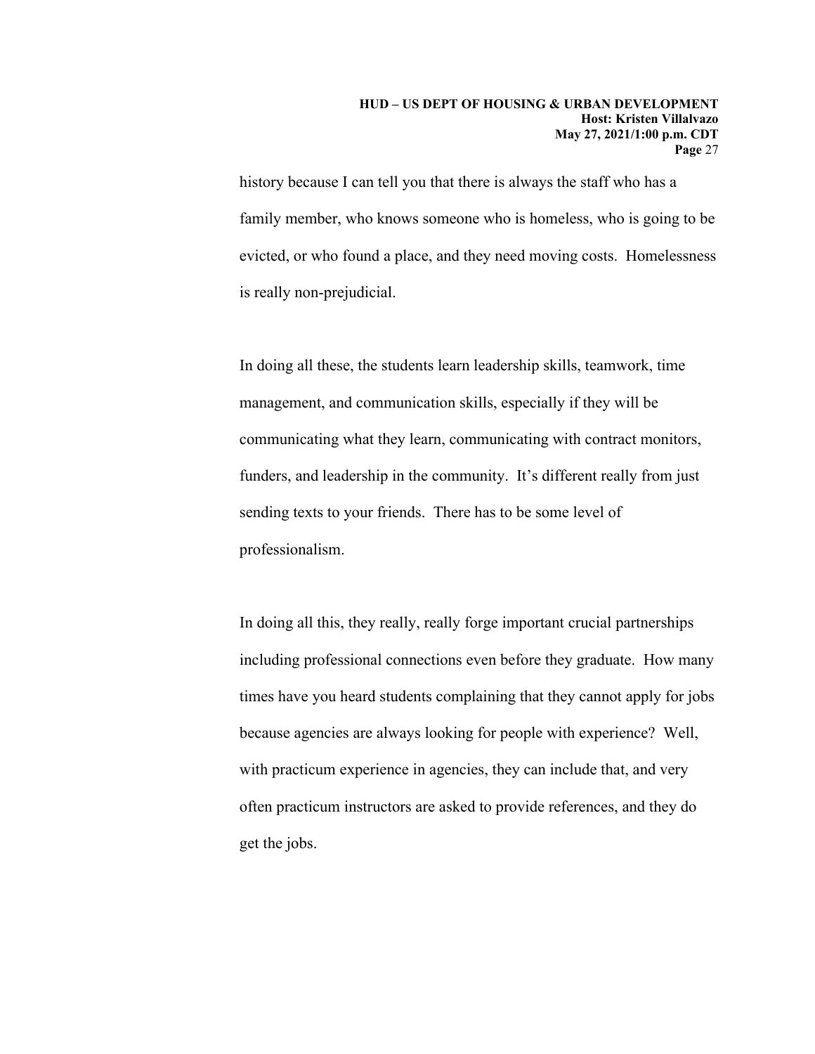history because I can tell you that there is always the staff who has a family member, who knows someone who is homeless, who is going to be evicted, or who found a place, and they need moving costs. Homelessness is really non-prejudicial.

In doing all these, the students learn leadership skills, teamwork, time management, and communication skills, especially if they will be communicating what they learn, communicating with contract monitors, funders, and leadership in the community. It's different really from just sending texts to your friends. There has to be some level of professionalism.

In doing all this, they really, really forge important crucial partnerships including professional connections even before they graduate. How many times have you heard students complaining that they cannot apply for jobs because agencies are always looking for people with experience? Well, with practicum experience in agencies, they can include that, and very often practicum instructors are asked to provide references, and they do get the jobs.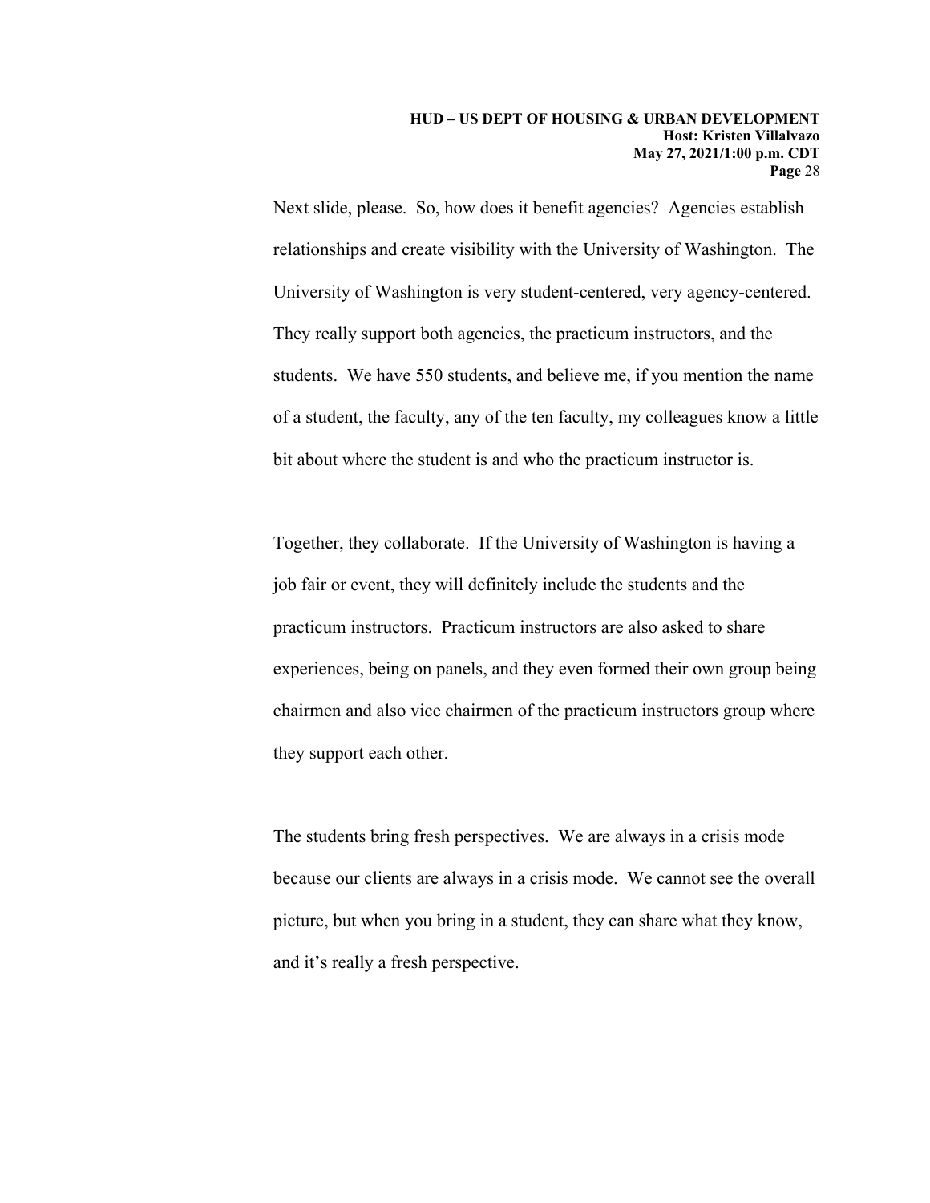Next slide, please. So, how does it benefit agencies? Agencies establish relationships and create visibility with the University of Washington. The University of Washington is very student-centered, very agency-centered. They really support both agencies, the practicum instructors, and the students. We have 550 students, and believe me, if you mention the name of a student, the faculty, any of the ten faculty, my colleagues know a little bit about where the student is and who the practicum instructor is.

Together, they collaborate. If the University of Washington is having a job fair or event, they will definitely include the students and the practicum instructors. Practicum instructors are also asked to share experiences, being on panels, and they even formed their own group being chairmen and also vice chairmen of the practicum instructors group where they support each other.

The students bring fresh perspectives. We are always in a crisis mode because our clients are always in a crisis mode. We cannot see the overall picture, but when you bring in a student, they can share what they know, and it's really a fresh perspective.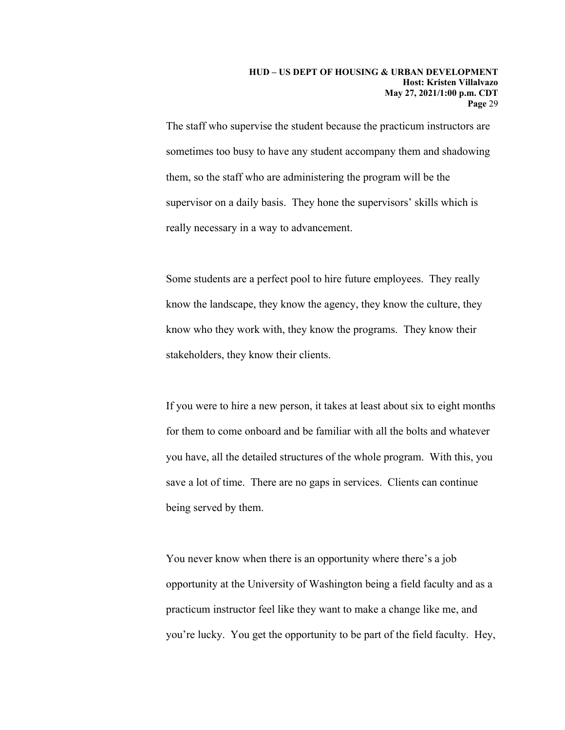The staff who supervise the student because the practicum instructors are sometimes too busy to have any student accompany them and shadowing them, so the staff who are administering the program will be the supervisor on a daily basis. They hone the supervisors' skills which is really necessary in a way to advancement.

Some students are a perfect pool to hire future employees. They really know the landscape, they know the agency, they know the culture, they know who they work with, they know the programs. They know their stakeholders, they know their clients.

If you were to hire a new person, it takes at least about six to eight months for them to come onboard and be familiar with all the bolts and whatever you have, all the detailed structures of the whole program. With this, you save a lot of time. There are no gaps in services. Clients can continue being served by them.

You never know when there is an opportunity where there's a job opportunity at the University of Washington being a field faculty and as a practicum instructor feel like they want to make a change like me, and you're lucky. You get the opportunity to be part of the field faculty. Hey,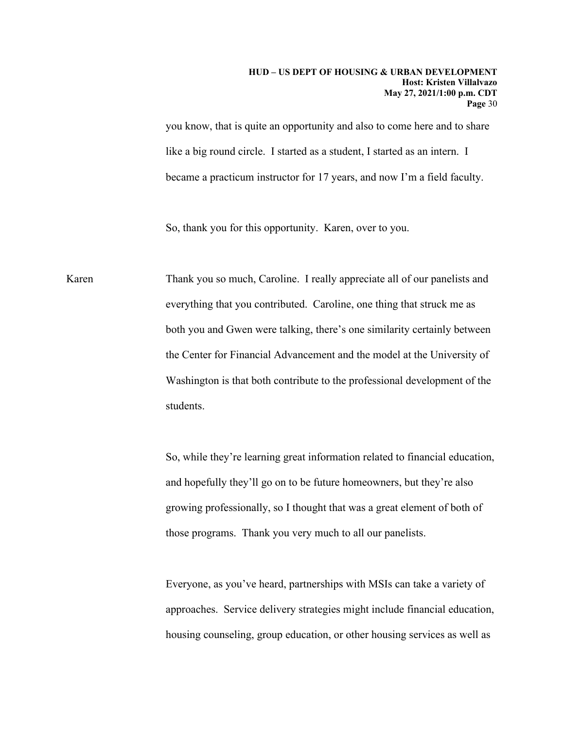you know, that is quite an opportunity and also to come here and to share like a big round circle. I started as a student, I started as an intern. I became a practicum instructor for 17 years, and now I'm a field faculty.

So, thank you for this opportunity. Karen, over to you.

Karen Thank you so much, Caroline. I really appreciate all of our panelists and everything that you contributed. Caroline, one thing that struck me as both you and Gwen were talking, there's one similarity certainly between the Center for Financial Advancement and the model at the University of Washington is that both contribute to the professional development of the students.

So, while they're learning great information related to financial education, and hopefully they'll go on to be future homeowners, but they're also growing professionally, so I thought that was a great element of both of those programs. Thank you very much to all our panelists.

Everyone, as you've heard, partnerships with MSIs can take a variety of approaches. Service delivery strategies might include financial education, housing counseling, group education, or other housing services as well as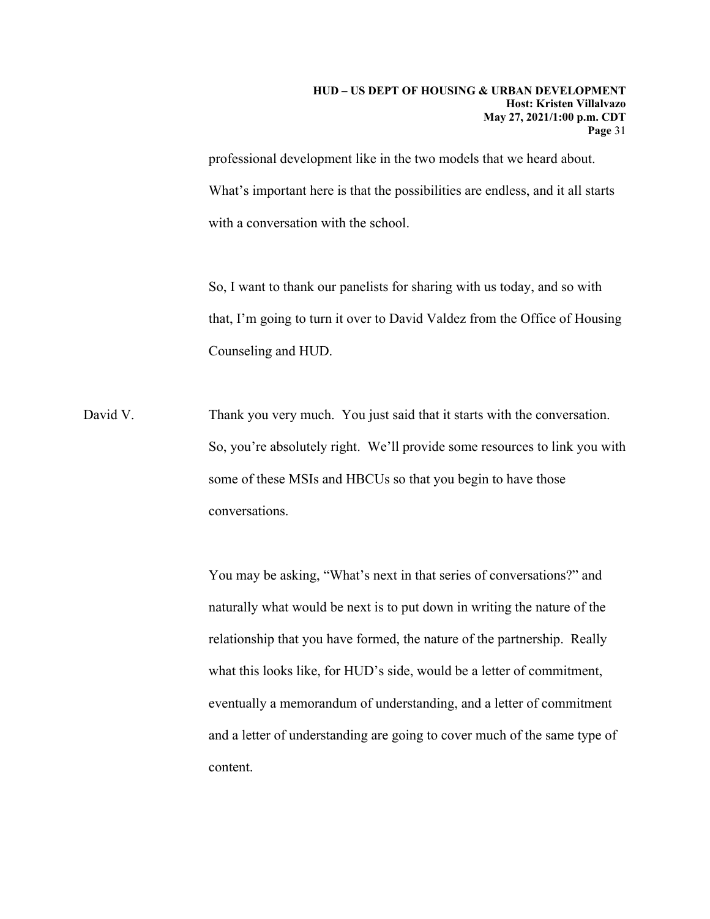professional development like in the two models that we heard about. What's important here is that the possibilities are endless, and it all starts with a conversation with the school.

So, I want to thank our panelists for sharing with us today, and so with that, I'm going to turn it over to David Valdez from the Office of Housing Counseling and HUD.

David V. Thank you very much. You just said that it starts with the conversation. So, you're absolutely right. We'll provide some resources to link you with some of these MSIs and HBCUs so that you begin to have those conversations.

You may be asking, "What's next in that series of conversations?" and naturally what would be next is to put down in writing the nature of the relationship that you have formed, the nature of the partnership. Really what this looks like, for HUD's side, would be a letter of commitment, eventually a memorandum of understanding, and a letter of commitment and a letter of understanding are going to cover much of the same type of content.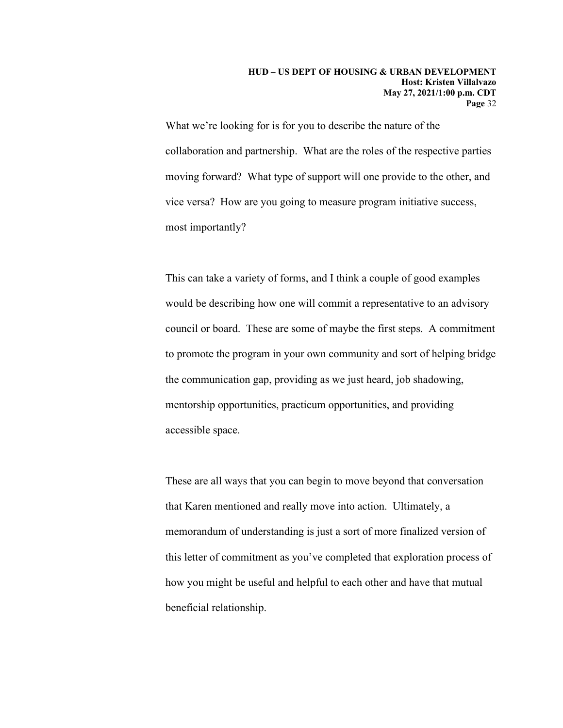What we're looking for is for you to describe the nature of the collaboration and partnership. What are the roles of the respective parties moving forward? What type of support will one provide to the other, and vice versa? How are you going to measure program initiative success, most importantly?

This can take a variety of forms, and I think a couple of good examples would be describing how one will commit a representative to an advisory council or board. These are some of maybe the first steps. A commitment to promote the program in your own community and sort of helping bridge the communication gap, providing as we just heard, job shadowing, mentorship opportunities, practicum opportunities, and providing accessible space.

These are all ways that you can begin to move beyond that conversation that Karen mentioned and really move into action. Ultimately, a memorandum of understanding is just a sort of more finalized version of this letter of commitment as you've completed that exploration process of how you might be useful and helpful to each other and have that mutual beneficial relationship.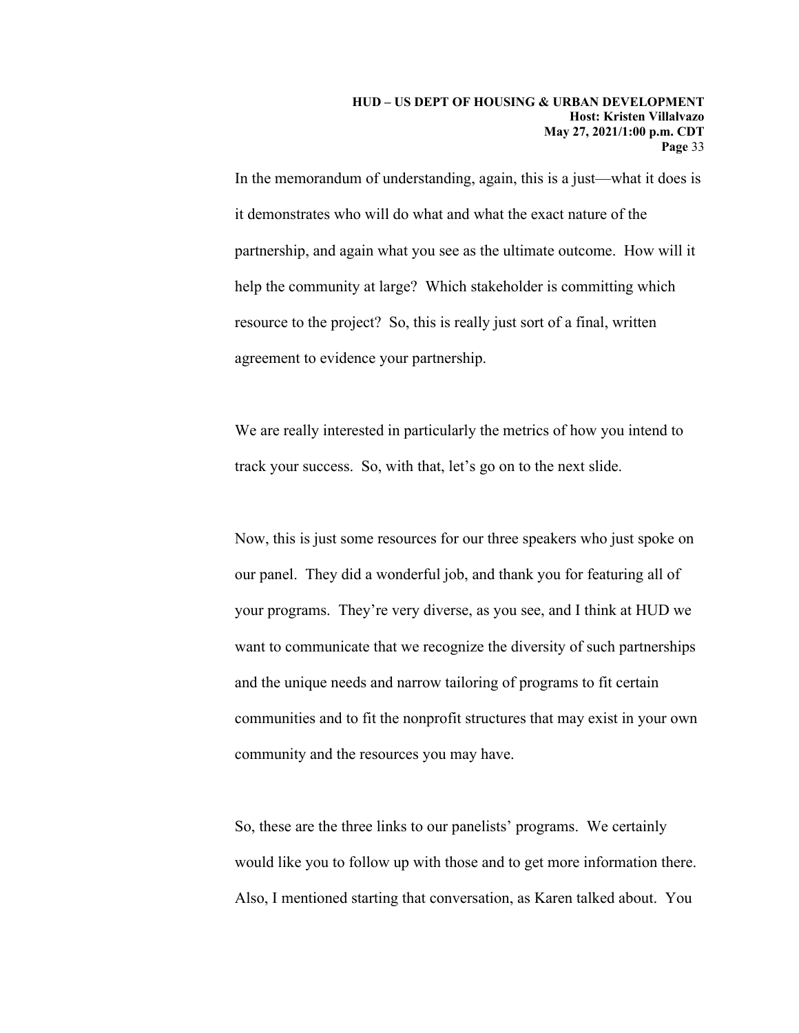In the memorandum of understanding, again, this is a just—what it does is it demonstrates who will do what and what the exact nature of the partnership, and again what you see as the ultimate outcome. How will it help the community at large? Which stakeholder is committing which resource to the project? So, this is really just sort of a final, written agreement to evidence your partnership.

We are really interested in particularly the metrics of how you intend to track your success. So, with that, let's go on to the next slide.

Now, this is just some resources for our three speakers who just spoke on our panel. They did a wonderful job, and thank you for featuring all of your programs. They're very diverse, as you see, and I think at HUD we want to communicate that we recognize the diversity of such partnerships and the unique needs and narrow tailoring of programs to fit certain communities and to fit the nonprofit structures that may exist in your own community and the resources you may have.

So, these are the three links to our panelists' programs. We certainly would like you to follow up with those and to get more information there. Also, I mentioned starting that conversation, as Karen talked about. You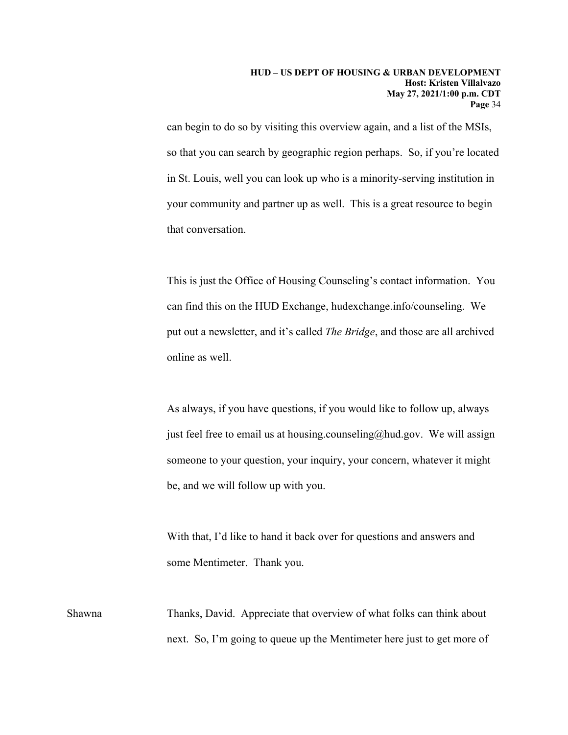can begin to do so by visiting this overview again, and a list of the MSIs, so that you can search by geographic region perhaps. So, if you're located in St. Louis, well you can look up who is a minority-serving institution in your community and partner up as well. This is a great resource to begin that conversation.

This is just the Office of Housing Counseling's contact information. You can find this on the HUD Exchange, hudexchange.info/counseling. We put out a newsletter, and it's called *The Bridge*, and those are all archived online as well.

As always, if you have questions, if you would like to follow up, always just feel free to email us at housing.counseling@hud.gov. We will assign someone to your question, your inquiry, your concern, whatever it might be, and we will follow up with you.

With that, I'd like to hand it back over for questions and answers and some Mentimeter. Thank you.

Shawna Thanks, David. Appreciate that overview of what folks can think about next. So, I'm going to queue up the Mentimeter here just to get more of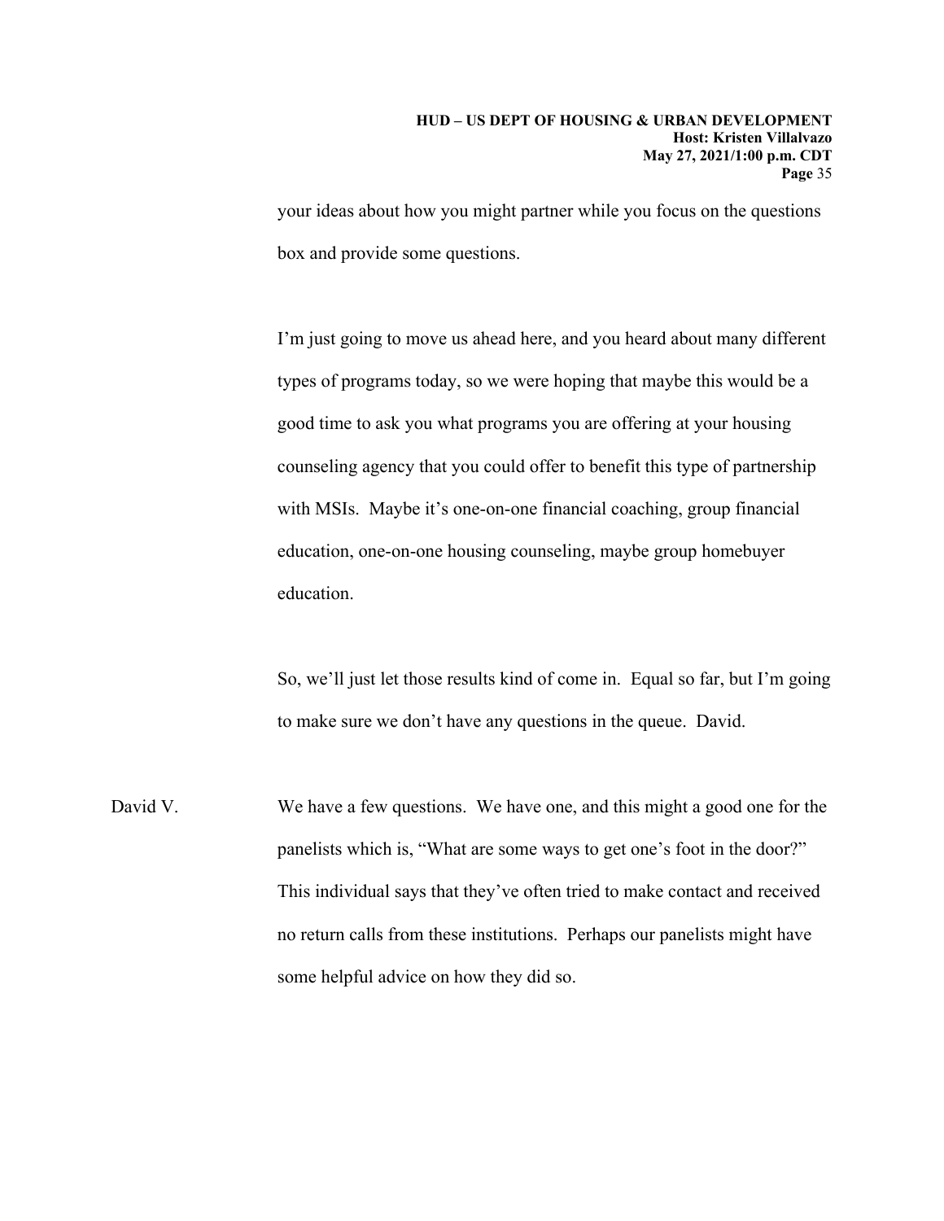your ideas about how you might partner while you focus on the questions box and provide some questions.

I'm just going to move us ahead here, and you heard about many different types of programs today, so we were hoping that maybe this would be a good time to ask you what programs you are offering at your housing counseling agency that you could offer to benefit this type of partnership with MSIs. Maybe it's one-on-one financial coaching, group financial education, one-on-one housing counseling, maybe group homebuyer education.

So, we'll just let those results kind of come in. Equal so far, but I'm going to make sure we don't have any questions in the queue. David.

David V. We have a few questions. We have one, and this might a good one for the panelists which is, "What are some ways to get one's foot in the door?" This individual says that they've often tried to make contact and received no return calls from these institutions. Perhaps our panelists might have some helpful advice on how they did so.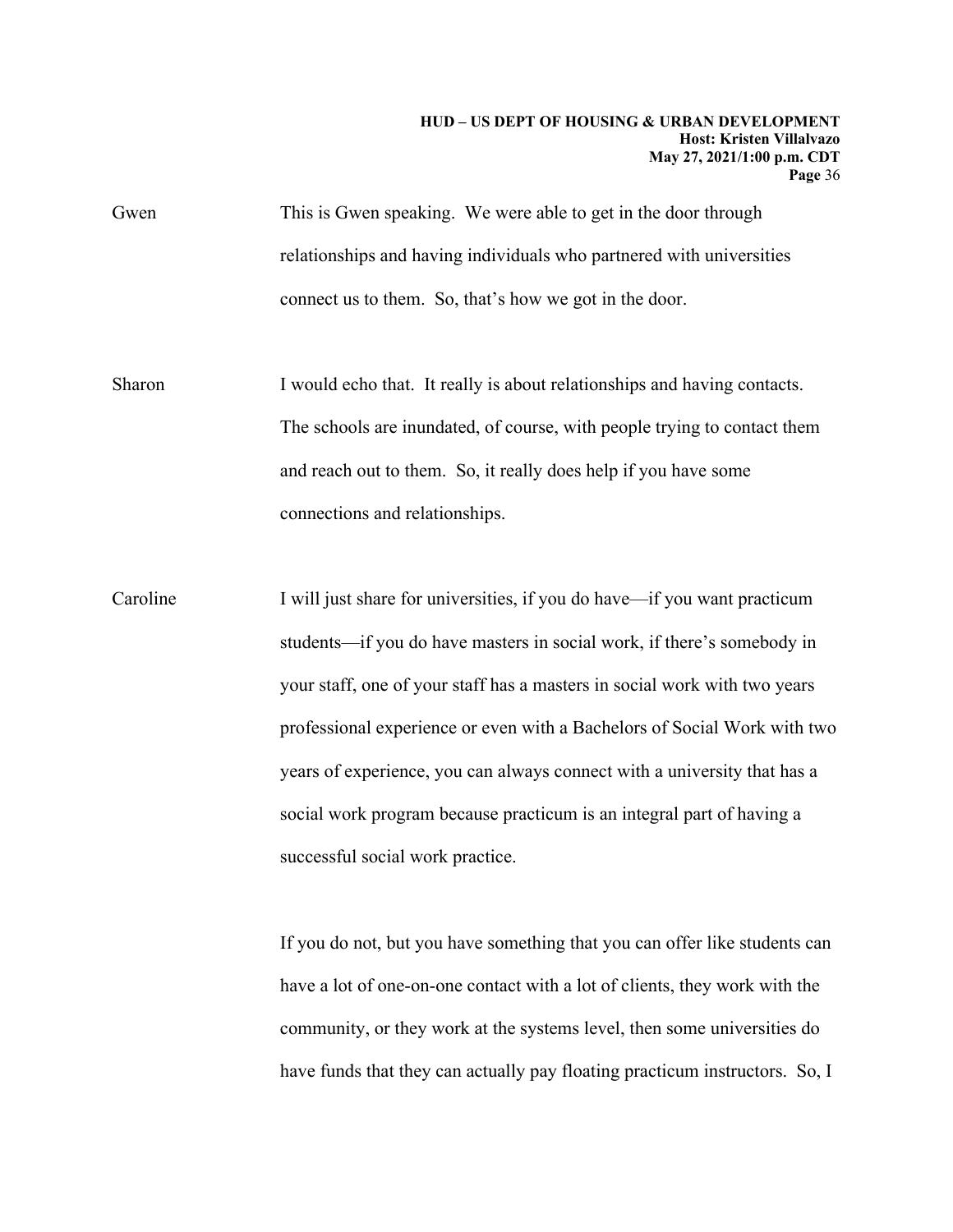Gwen This is Gwen speaking. We were able to get in the door through relationships and having individuals who partnered with universities connect us to them. So, that's how we got in the door.

Sharon I would echo that. It really is about relationships and having contacts. The schools are inundated, of course, with people trying to contact them and reach out to them. So, it really does help if you have some connections and relationships.

Caroline I will just share for universities, if you do have—if you want practicum students—if you do have masters in social work, if there's somebody in your staff, one of your staff has a masters in social work with two years professional experience or even with a Bachelors of Social Work with two years of experience, you can always connect with a university that has a social work program because practicum is an integral part of having a successful social work practice.

If you do not, but you have something that you can offer like students can have a lot of one-on-one contact with a lot of clients, they work with the community, or they work at the systems level, then some universities do have funds that they can actually pay floating practicum instructors. So, I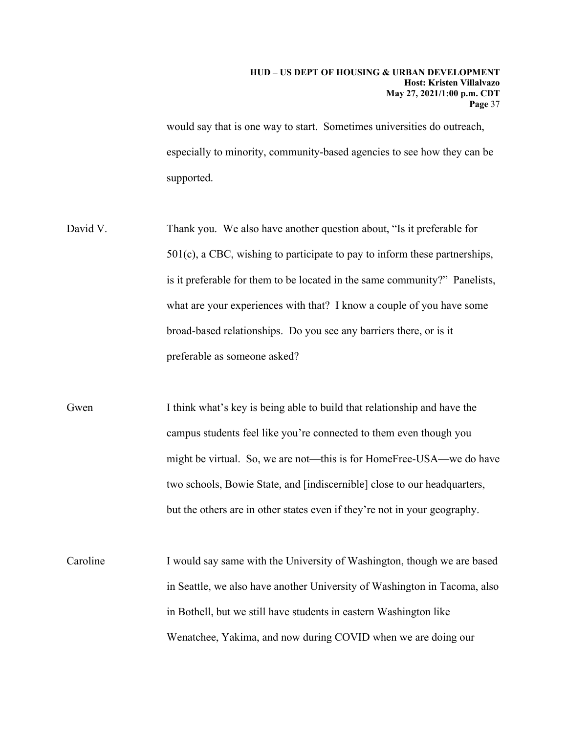would say that is one way to start. Sometimes universities do outreach, especially to minority, community-based agencies to see how they can be supported.

David V. Thank you. We also have another question about, "Is it preferable for 501(c), a CBC, wishing to participate to pay to inform these partnerships, is it preferable for them to be located in the same community?" Panelists, what are your experiences with that? I know a couple of you have some broad-based relationships. Do you see any barriers there, or is it preferable as someone asked?

Gwen I think what's key is being able to build that relationship and have the campus students feel like you're connected to them even though you might be virtual. So, we are not—this is for HomeFree-USA—we do have two schools, Bowie State, and [indiscernible] close to our headquarters, but the others are in other states even if they're not in your geography.

Caroline I would say same with the University of Washington, though we are based in Seattle, we also have another University of Washington in Tacoma, also in Bothell, but we still have students in eastern Washington like Wenatchee, Yakima, and now during COVID when we are doing our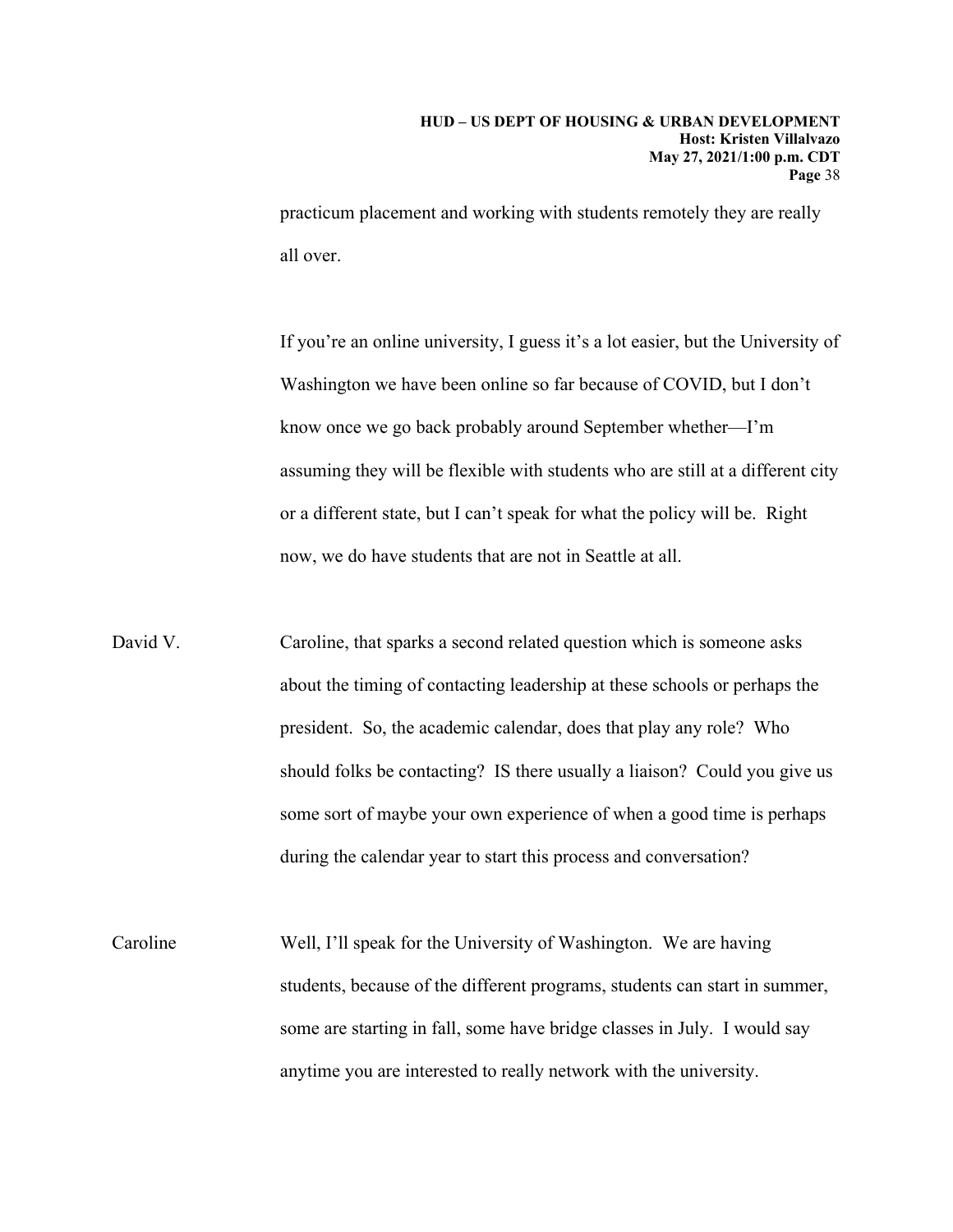practicum placement and working with students remotely they are really all over.

If you're an online university, I guess it's a lot easier, but the University of Washington we have been online so far because of COVID, but I don't know once we go back probably around September whether—I'm assuming they will be flexible with students who are still at a different city or a different state, but I can't speak for what the policy will be. Right now, we do have students that are not in Seattle at all.

David V. Caroline, that sparks a second related question which is someone asks about the timing of contacting leadership at these schools or perhaps the president. So, the academic calendar, does that play any role? Who should folks be contacting? IS there usually a liaison? Could you give us some sort of maybe your own experience of when a good time is perhaps during the calendar year to start this process and conversation?

Caroline Well, I'll speak for the University of Washington. We are having students, because of the different programs, students can start in summer, some are starting in fall, some have bridge classes in July. I would say anytime you are interested to really network with the university.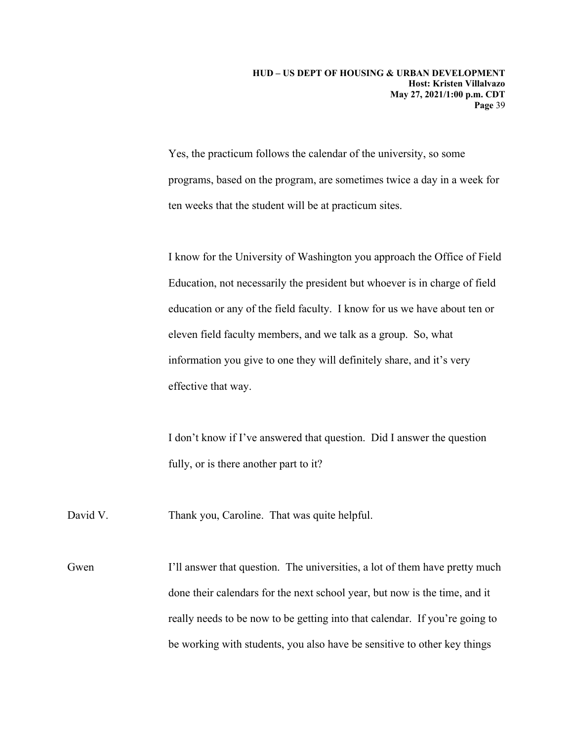Yes, the practicum follows the calendar of the university, so some programs, based on the program, are sometimes twice a day in a week for ten weeks that the student will be at practicum sites.

I know for the University of Washington you approach the Office of Field Education, not necessarily the president but whoever is in charge of field education or any of the field faculty. I know for us we have about ten or eleven field faculty members, and we talk as a group. So, what information you give to one they will definitely share, and it's very effective that way.

I don't know if I've answered that question. Did I answer the question fully, or is there another part to it?

David V. Thank you, Caroline. That was quite helpful.

Gwen I'll answer that question. The universities, a lot of them have pretty much done their calendars for the next school year, but now is the time, and it really needs to be now to be getting into that calendar. If you're going to be working with students, you also have be sensitive to other key things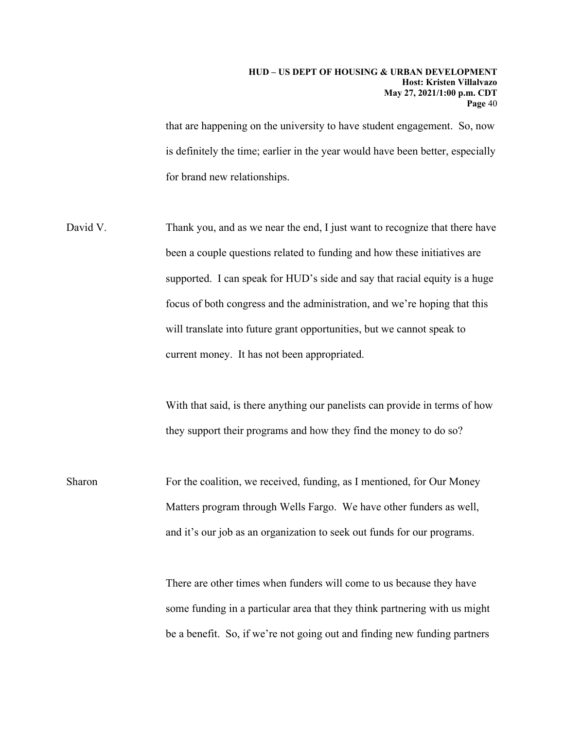that are happening on the university to have student engagement. So, now is definitely the time; earlier in the year would have been better, especially for brand new relationships.

David V. Thank you, and as we near the end, I just want to recognize that there have been a couple questions related to funding and how these initiatives are supported. I can speak for HUD's side and say that racial equity is a huge focus of both congress and the administration, and we're hoping that this will translate into future grant opportunities, but we cannot speak to current money. It has not been appropriated.

With that said, is there anything our panelists can provide in terms of how they support their programs and how they find the money to do so?

Sharon For the coalition, we received, funding, as I mentioned, for Our Money Matters program through Wells Fargo. We have other funders as well, and it's our job as an organization to seek out funds for our programs.

There are other times when funders will come to us because they have some funding in a particular area that they think partnering with us might be a benefit. So, if we're not going out and finding new funding partners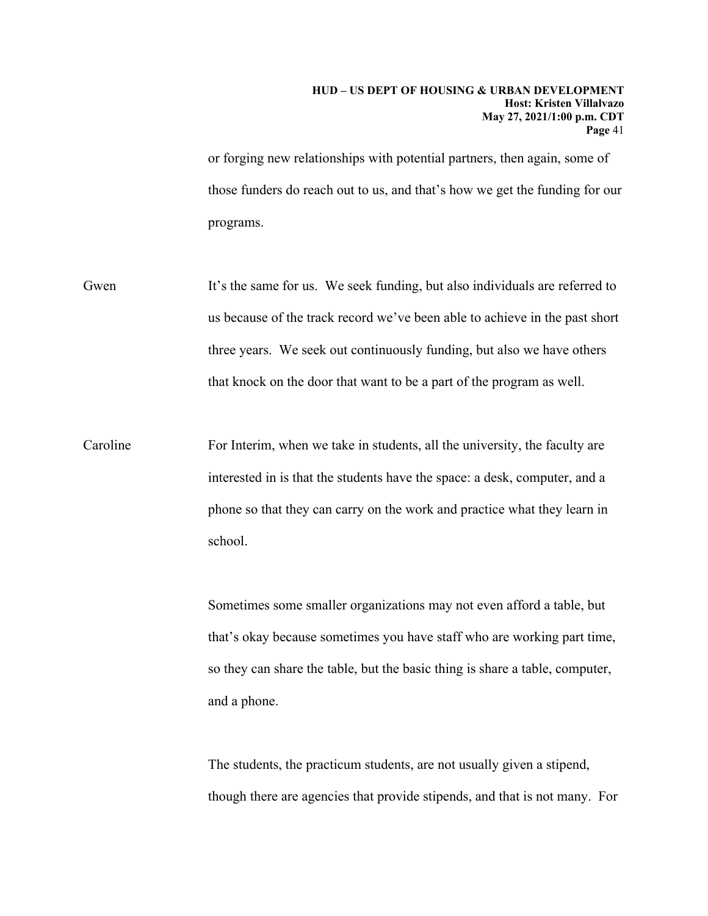or forging new relationships with potential partners, then again, some of those funders do reach out to us, and that's how we get the funding for our programs.

Gwen It's the same for us. We seek funding, but also individuals are referred to us because of the track record we've been able to achieve in the past short three years. We seek out continuously funding, but also we have others that knock on the door that want to be a part of the program as well.

Caroline For Interim, when we take in students, all the university, the faculty are interested in is that the students have the space: a desk, computer, and a phone so that they can carry on the work and practice what they learn in school.

Sometimes some smaller organizations may not even afford a table, but that's okay because sometimes you have staff who are working part time, so they can share the table, but the basic thing is share a table, computer, and a phone.

The students, the practicum students, are not usually given a stipend, though there are agencies that provide stipends, and that is not many. For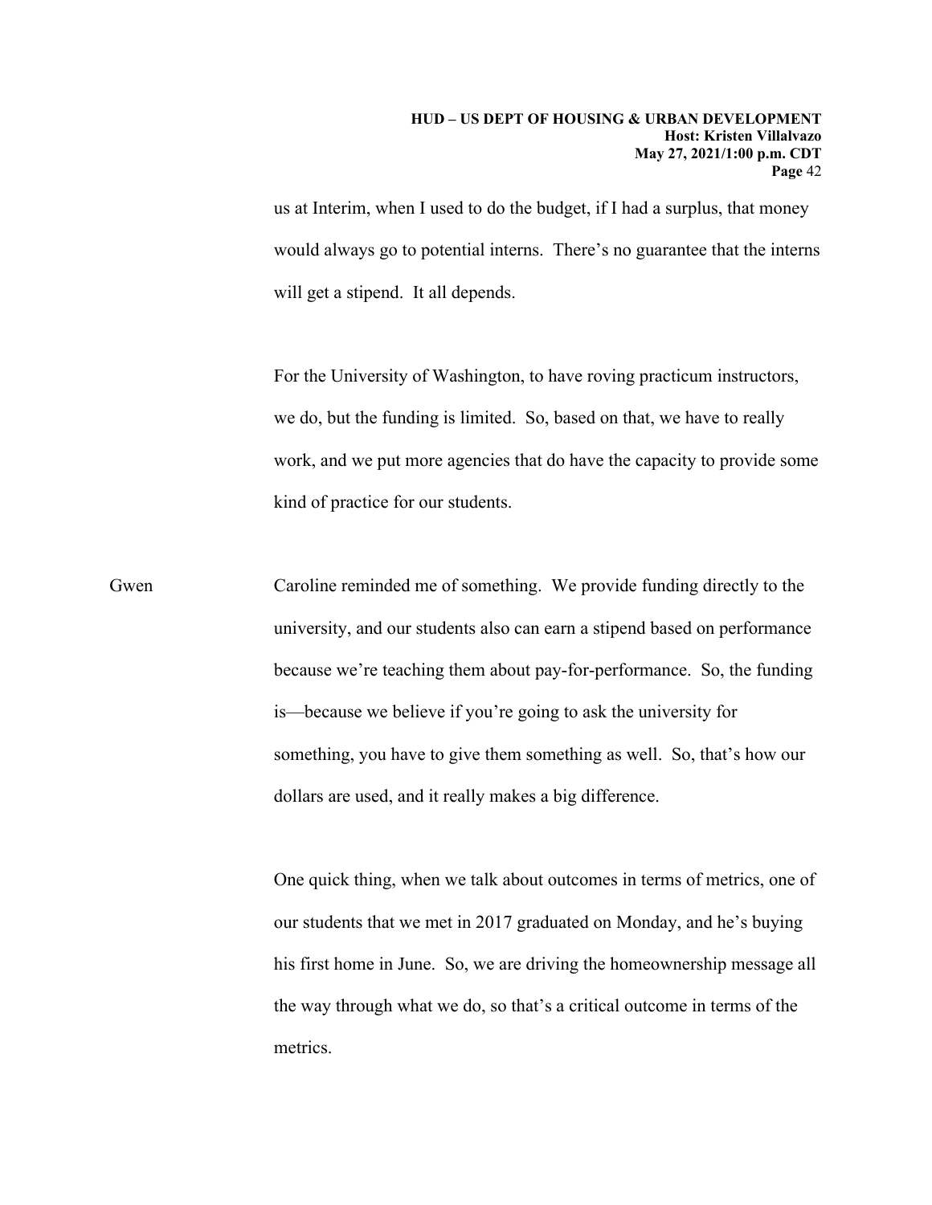us at Interim, when I used to do the budget, if I had a surplus, that money would always go to potential interns. There's no guarantee that the interns will get a stipend. It all depends.

For the University of Washington, to have roving practicum instructors, we do, but the funding is limited. So, based on that, we have to really work, and we put more agencies that do have the capacity to provide some kind of practice for our students.

Gwen Caroline reminded me of something. We provide funding directly to the university, and our students also can earn a stipend based on performance because we're teaching them about pay-for-performance. So, the funding is—because we believe if you're going to ask the university for something, you have to give them something as well. So, that's how our dollars are used, and it really makes a big difference.

One quick thing, when we talk about outcomes in terms of metrics, one of our students that we met in 2017 graduated on Monday, and he's buying his first home in June. So, we are driving the homeownership message all the way through what we do, so that's a critical outcome in terms of the metrics.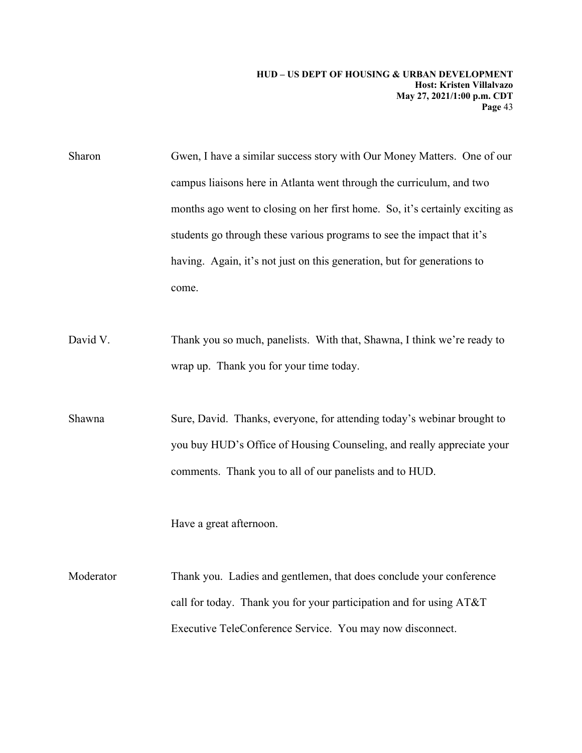Sharon Gwen, I have a similar success story with Our Money Matters. One of our campus liaisons here in Atlanta went through the curriculum, and two months ago went to closing on her first home. So, it's certainly exciting as students go through these various programs to see the impact that it's having. Again, it's not just on this generation, but for generations to come.

David V. Thank you so much, panelists. With that, Shawna, I think we're ready to wrap up. Thank you for your time today.

Shawna Sure, David. Thanks, everyone, for attending today's webinar brought to you buy HUD's Office of Housing Counseling, and really appreciate your comments. Thank you to all of our panelists and to HUD.

Have a great afternoon.

Moderator Thank you. Ladies and gentlemen, that does conclude your conference call for today. Thank you for your participation and for using AT&T Executive TeleConference Service. You may now disconnect.